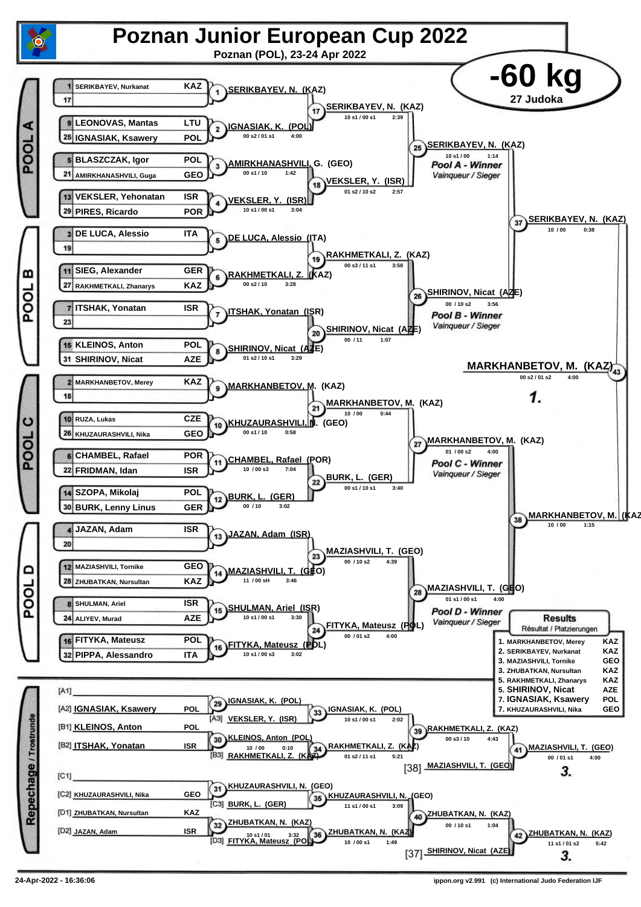# Poznan Junior European Cup 2022

Poznan (POL), 23-24 Apr 2022

## -60 kg

27 Judoka

### POOL A

| Seed | Name | Country |
|---|---|---|
| 1 | SERIKBAYEV, Nurkanat | KAZ |
| 17 | | |
| 9 | LEONOVAS, Mantas | LTU |
| 25 | IGNASIAK, Ksawery | POL |
| 5 | BLASZCZAK, Igor | POL |
| 21 | AMIRKHANASHVILI, Guga | GEO |
| 13 | VEKSLER, Yehonatan | ISR |
| 29 | PIRES, Ricardo | POR |

- (1) SERIKBAYEV, N. (KAZ)
- (2) IGNASIAK, K. (POL) — 00 s2 / 01 s1 — 4:00
- (3) AMIRKHANASHVILI, G. (GEO) — 00 s1 / 10 — 1:42
- (4) VEKSLER, Y. (ISR) — 10 s1 / 00 s1 — 3:04
- (17) SERIKBAYEV, N. (KAZ) — 10 s1 / 00 s1 — 2:39
- (18) VEKSLER, Y. (ISR) — 01 s2 / 10 s2 — 2:57
- (25) SERIKBAYEV, N. (KAZ) — 10 s1 / 00 — 1:14 — *Pool A - Winner / Vainqueur / Sieger*

### POOL B

| Seed | Name | Country |
|---|---|---|
| 3 | DE LUCA, Alessio | ITA |
| 19 | | |
| 11 | SIEG, Alexander | GER |
| 27 | RAKHMETKALI, Zhanarys | KAZ |
| 7 | ITSHAK, Yonatan | ISR |
| 23 | | |
| 15 | KLEINOS, Anton | POL |
| 31 | SHIRINOV, Nicat | AZE |

- (5) DE LUCA, Alessio (ITA)
- (6) RAKHMETKALI, Z. (KAZ) — 00 s2 / 10 — 3:28
- (7) ITSHAK, Yonatan (ISR)
- (8) SHIRINOV, Nicat (AZE) — 01 s2 / 10 s1 — 3:29
- (19) RAKHMETKALI, Z. (KAZ) — 00 s3 / 11 s1 — 3:58
- (20) SHIRINOV, Nicat (AZE) — 00 / 11 — 1:07
- (26) SHIRINOV, Nicat (AZE) — 00 / 10 s2 — 3:56 — *Pool B - Winner / Vainqueur / Sieger*

### POOL C

| Seed | Name | Country |
|---|---|---|
| 2 | MARKHANBETOV, Merey | KAZ |
| 18 | | |
| 10 | RUZA, Lukas | CZE |
| 26 | KHUZAURASHVILI, Nika | GEO |
| 6 | CHAMBEL, Rafael | POR |
| 22 | FRIDMAN, Idan | ISR |
| 14 | SZOPA, Mikolaj | POL |
| 30 | BURK, Lenny Linus | GER |

- (9) MARKHANBETOV, M. (KAZ)
- (10) KHUZAURASHVILI, N. (GEO) — 00 s1 / 10 — 0:58
- (11) CHAMBEL, Rafael (POR) — 10 / 00 s3 — 7:04
- (12) BURK, L. (GER) — 00 / 10 — 3:02
- (21) MARKHANBETOV, M. (KAZ) — 10 / 00 — 0:44
- (22) BURK, L. (GER) — 00 s1 / 10 s1 — 3:40
- (27) MARKHANBETOV, M. (KAZ) — 01 / 00 s2 — 4:00 — *Pool C - Winner / Vainqueur / Sieger*

### POOL D

| Seed | Name | Country |
|---|---|---|
| 4 | JAZAN, Adam | ISR |
| 20 | | |
| 12 | MAZIASHVILI, Tornike | GEO |
| 28 | ZHUBATKAN, Nursultan | KAZ |
| 8 | SHULMAN, Ariel | ISR |
| 24 | ALIYEV, Murad | AZE |
| 16 | FITYKA, Mateusz | POL |
| 32 | PIPPA, Alessandro | ITA |

- (13) JAZAN, Adam (ISR)
- (14) MAZIASHVILI, T. (GEO) — 11 / 00 sH — 3:46
- (15) SHULMAN, Ariel (ISR) — 10 s1 / 00 s1 — 3:30
- (16) FITYKA, Mateusz (POL) — 10 s1 / 00 s3 — 3:02
- (23) MAZIASHVILI, T. (GEO) — 00 / 10 s2 — 4:39
- (24) FITYKA, Mateusz (POL) — 00 / 01 s2 — 4:00
- (28) MAZIASHVILI, T. (GEO) — 01 s1 / 00 s1 — 4:00 — *Pool D - Winner / Vainqueur / Sieger*

### Semi-finals and Final

- (37) SERIKBAYEV, N. (KAZ) — 10 / 00 — 0:38
- (38) MARKHANBETOV, M. (KAZ) — 10 / 00 — 1:15
- (43) MARKHANBETOV, M. (KAZ) — 00 s2 / 01 s2 — 4:00 — **1.**

### Repechage / Trostrunde

- [A1]
- [A2] IGNASIAK, Ksawery — POL
- [B1] KLEINOS, Anton — POL
- [B2] ITSHAK, Yonatan — ISR
- [C1]
- [C2] KHUZAURASHVILI, Nika — GEO
- [D1] ZHUBATKAN, Nursultan — KAZ
- [D2] JAZAN, Adam — ISR

- (29) IGNASIAK, K. (POL)
- [A3] VEKSLER, Y. (ISR)
- (33) IGNASIAK, K. (POL) — 10 s1 / 00 s1 — 2:02
- (30) KLEINOS, Anton (POL) — 10 / 00 — 0:10
- [B3] RAKHMETKALI, Z. (KAZ)
- (34) RAKHMETKALI, Z. (KAZ) — 01 s2 / 11 s1 — 5:21
- (39) RAKHMETKALI, Z. (KAZ) — 00 s3 / 10 — 4:43
- [38] MAZIASHVILI, T. (GEO)
- (41) MAZIASHVILI, T. (GEO) — 00 / 01 s1 — 4:00 — **3.**
- (31) KHUZAURASHVILI, N. (GEO)
- [C3] BURK, L. (GER)
- (35) KHUZAURASHVILI, N. (GEO) — 11 s1 / 00 s1 — 3:09
- (32) ZHUBATKAN, N. (KAZ) — 10 s1 / 01 — 3:32
- [D3] FITYKA, Mateusz (POL)
- (36) ZHUBATKAN, N. (KAZ) — 10 / 00 s1 — 1:49
- (40) ZHUBATKAN, N. (KAZ) — 00 / 10 s1 — 1:04
- [37] SHIRINOV, Nicat (AZE)
- (42) ZHUBATKAN, N. (KAZ) — 11 s1 / 01 s2 — 5:42 — **3.**

### Results
Résultat / Platzierungen

| Place | Name | Country |
|---|---|---|
| 1. | MARKHANBETOV, Merey | KAZ |
| 2. | SERIKBAYEV, Nurkanat | KAZ |
| 3. | MAZIASHVILI, Tornike | GEO |
| 3. | ZHUBATKAN, Nursultan | KAZ |
| 5. | RAKHMETKALI, Zhanarys | KAZ |
| 5. | SHIRINOV, Nicat | AZE |
| 7. | IGNASIAK, Ksawery | POL |
| 7. | KHUZAURASHVILI, Nika | GEO |

24-Apr-2022 - 16:36:06

ippon.org v2.991 (c) International Judo Federation IJF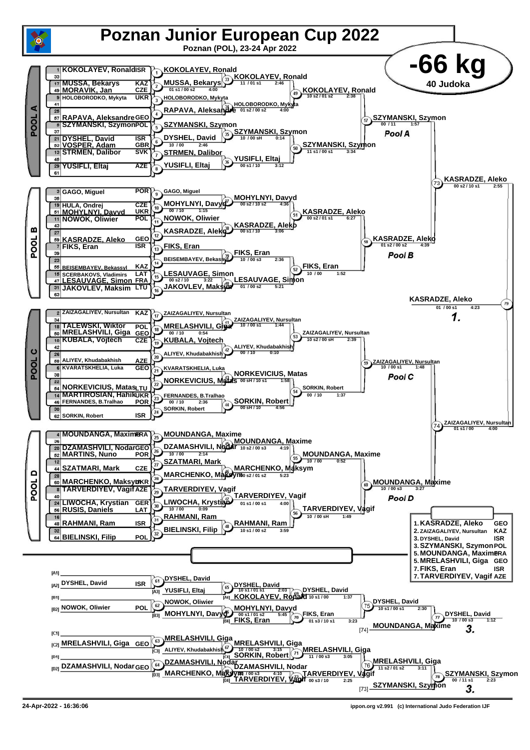# Poznan Junior European Cup 2022

**Poznan (POL), 23-24 Apr 2022**

## -66 kg

**40 Judoka**

### POOL A

| Seed | Athlete | Nation |
|---|---|---|
| 1 | KOKOLAYEV, Ronald | ISR |
| 33 | | |
| 17 | MUSSA, Bekarys | KAZ |
| 49 | MORAVIK, Jan | CZE |
| 9 | HOLOBORODKO, Mykyta | UKR |
| 41 | | |
| 25 | | |
| 57 | RAPAVA, Aleksandre | GEO |
| 5 | SZYMANSKI, Szymon | POL |
| 37 | | |
| 21 | DYSHEL, David | ISR |
| 53 | VOSPER, Adam | GBR |
| 13 | STRMEN, Dalibor | SVK |
| 45 | | |
| 29 | YUSIFLI, Eltaj | AZE |
| 61 | | |

- Contest 1: KOKOLAYEV, Ronald
- Contest 2: MUSSA, Bekarys — 01 s1 / 00 s2 — 4:00
- Contest 3: HOLOBORODKO, Mykyta
- Contest 4: RAPAVA, Aleksandre
- Contest 5: SZYMANSKI, Szymon
- Contest 6: DYSHEL, David — 10 / 00 — 2:46
- Contest 7: STRMEN, Dalibor
- Contest 8: YUSIFLI, Eltaj
- Contest 33: KOKOLAYEV, Ronald — 11 / 01 s1 — 2:46
- Contest 34: HOLOBORODKO, Mykyta — 01 s2 / 00 s2 — 4:00
- Contest 35: SZYMANSKI, Szymon — 10 / 00 sH — 0:14
- Contest 36: YUSIFLI, Eltaj — 00 s1 / 10 — 3:12
- Contest 49: KOKOLAYEV, Ronald — 10 s2 / 01 s2 — 2:38
- Contest 50: SZYMANSKI, Szymon — 11 s1 / 00 s1 — 3:34
- Contest 57: SZYMANSKI, Szymon — 00 / 11 — 1:57 — **Pool A**

### POOL B

| Seed | Athlete | Nation |
|---|---|---|
| 3 | GAGO, Miguel | POR |
| 35 | | |
| 19 | HULA, Ondrej | CZE |
| 51 | MOHYLNYI, Davyd | UKR |
| 11 | NOWOK, Oliwier | POL |
| 43 | | |
| 27 | | |
| 59 | KASRADZE, Aleko | GEO |
| 7 | FIKS, Eran | ISR |
| 39 | | |
| 23 | | |
| 55 | BEISEMBAYEV, Bekassyl | KAZ |
| 15 | SCERBAKOVS, Vladimirs | LAT |
| 47 | LESAUVAGE, Simon | FRA |
| 31 | JAKOVLEV, Maksim | LTU |
| 63 | | |

- Contest 9: GAGO, Miguel
- Contest 10: MOHYLNYI, Davyd — 00 / 10 — 1:15
- Contest 11: NOWOK, Oliwier
- Contest 12: KASRADZE, Aleko
- Contest 13: FIKS, Eran
- Contest 14: BEISEMBAYEV, Bekassyl
- Contest 15: LESAUVAGE, Simon — 00 s2 / 10 — 3:22
- Contest 16: JAKOVLEV, Maksim
- Contest 37: MOHYLNYI, Davyd — 00 s2 / 10 s2 — 4:36
- Contest 38: KASRADZE, Aleko — 00 s1 / 10 — 3:06
- Contest 39: FIKS, Eran — 10 / 00 s3 — 2:36
- Contest 40: LESAUVAGE, Simon — 01 / 00 s2 — 5:21
- Contest 51: KASRADZE, Aleko — 00 s2 / 01 s1 — 6:27
- Contest 52: FIKS, Eran — 10 / 00 — 1:52
- Contest 58: KASRADZE, Aleko — 01 s2 / 00 s2 — 4:39 — **Pool B**

- Contest 73: KASRADZE, Aleko — 00 s2 / 10 s1 — 2:55

### POOL C

| Seed | Athlete | Nation |
|---|---|---|
| 2 | ZAIZAGALIYEV, Nursultan | KAZ |
| 34 | | |
| 18 | TALEWSKI, Wiktor | POL |
| 50 | MRELASHVILI, Giga | GEO |
| 10 | KUBALA, Vojtech | CZE |
| 42 | | |
| 26 | | |
| 58 | ALIYEV, Khudabakhish | AZE |
| 6 | KVARATSKHELIA, Luka | GEO |
| 38 | | |
| 22 | | |
| 54 | NORKEVICIUS, Matas | LTU |
| 14 | MARTIROSIAN, Hahik | UKR |
| 46 | FERNANDES, B.Tralhao | POR |
| 30 | | |
| 62 | SORKIN, Robert | ISR |

- Contest 17: ZAIZAGALIYEV, Nursultan
- Contest 18: MRELASHVILI, Giga — 00 / 10 — 0:54
- Contest 19: KUBALA, Vojtech
- Contest 20: ALIYEV, Khudabakhish
- Contest 21: KVARATSKHELIA, Luka
- Contest 22: NORKEVICIUS, Matas
- Contest 23: FERNANDES, B.Tralhao — 00 / 10 — 2:36
- Contest 24: SORKIN, Robert
- Contest 41: ZAIZAGALIYEV, Nursultan — 10 / 00 s1 — 1:44
- Contest 42: ALIYEV, Khudabakhish — 00 / 10 — 0:10
- Contest 43: NORKEVICIUS, Matas — 00 sH / 10 s1 — 1:58
- Contest 44: SORKIN, Robert — 00 sH / 10 — 4:56
- Contest 53: ZAIZAGALIYEV, Nursultan — 10 s2 / 00 sH — 2:39
- Contest 54: SORKIN, Robert — 00 / 10 — 1:37
- Contest 59: ZAIZAGALIYEV, Nursultan — 10 / 00 s1 — 1:48 — **Pool C**

### POOL D

| Seed | Athlete | Nation |
|---|---|---|
| 4 | MOUNDANGA, Maxime | FRA |
| 36 | | |
| 20 | DZAMASHVILI, Nodar | GEO |
| 52 | MARTINS, Nuno | POR |
| 12 | | |
| 44 | SZATMARI, Mark | CZE |
| 28 | | |
| 60 | MARCHENKO, Maksym | UKR |
| 8 | TARVERDIYEV, Vagif | AZE |
| 40 | | |
| 24 | LIWOCHA, Krystian | GER |
| 56 | RUSIS, Daniels | LAT |
| 16 | | |
| 48 | RAHMANI, Ram | ISR |
| 32 | | |
| 64 | BIELINSKI, Filip | POL |

- Contest 25: MOUNDANGA, Maxime
- Contest 26: DZAMASHVILI, Nodar — 10 / 00 — 2:14
- Contest 27: SZATMARI, Mark
- Contest 28: MARCHENKO, Maksym
- Contest 29: TARVERDIYEV, Vagif
- Contest 30: LIWOCHA, Krystian — 10 / 00 — 0:09
- Contest 31: RAHMANI, Ram
- Contest 32: BIELINSKI, Filip
- Contest 45: MOUNDANGA, Maxime — 10 s2 / 00 s3 — 4:19
- Contest 46: MARCHENKO, Maksym — 00 s2 / 01 s2 — 5:23
- Contest 47: TARVERDIYEV, Vagif — 01 s1 / 00 s1 — 4:00
- Contest 48: RAHMANI, Ram — 10 s1 / 00 s2 — 3:59
- Contest 55: MOUNDANGA, Maxime — 10 / 00 — 0:52
- Contest 56: TARVERDIYEV, Vagif — 10 / 00 sH — 1:49
- Contest 60: MOUNDANGA, Maxime — 10 / 00 s3 — 3:27 — **Pool D**

- Contest 74: ZAIZAGALIYEV, Nursultan — 01 s1 / 00 — 4:00

### Final

- Contest 79: KASRADZE, Aleko — 01 / 00 s1 — 4:23 — **1.**

### Results

1. KASRADZE, Aleko — GEO
2. ZAIZAGALIYEV, Nursultan — KAZ
3. DYSHEL, David — ISR
3. SZYMANSKI, Szymon — POL
5. MOUNDANGA, Maxime — FRA
5. MRELASHVILI, Giga — GEO
7. FIKS, Eran — ISR
7. TARVERDIYEV, Vagif — AZE

### Repechage

| Slot | Athlete | Nation |
|---|---|---|
| [A1] | | |
| [A2] | DYSHEL, David | ISR |
| [B1] | | |
| [B2] | NOWOK, Oliwier | POL |
| [C1] | | |
| [C2] | MRELASHVILI, Giga | GEO |
| [D1] | | |
| [D2] | DZAMASHVILI, Nodar | GEO |

- Contest 61: DYSHEL, David
- Contest 62: NOWOK, Oliwier
- Contest 63: MRELASHVILI, Giga
- Contest 64: DZAMASHVILI, Nodar
- Contest 65: DYSHEL, David vs [A3] YUSIFLI, Eltaj — 10 s1 / 01 s1 — 2:03
- Contest 66: MOHYLNYI, Davyd vs [B3] NOWOK, Oliwier — 00 s1 / 01 s2 — 5:45
- Contest 67: MRELASHVILI, Giga vs [C3] ALIYEV, Khudabakhish — 10 / 00 s2 — 3:15
- Contest 68: DZAMASHVILI, Nodar vs [D3] MARCHENKO, Maksym — 10 / 00 s3 — 4:10
- Contest 69: DYSHEL, David vs [A4] KOKOLAYEV, Ronald — 10 s1 / 00 — 1:37
- Contest 70: FIKS, Eran vs [B4] MOHYLNYI, Davyd — 01 s3 / 10 s1 — 3:23
- Contest 71: MRELASHVILI, Giga vs [C4] SORKIN, Robert — 11 / 00 s3 — 3:05
- Contest 72: TARVERDIYEV, Vagif vs [D4] DZAMASHVILI, Nodar — 00 s3 / 10 — 2:25
- Contest 75: DYSHEL, David — 10 s1 / 00 s1 — 2:30
- Contest 76: MRELASHVILI, Giga — 11 s2 / 01 s2 — 3:11
- Contest 77: DYSHEL, David vs [74] MOUNDANGA, Maxime — 10 / 00 s3 — 1:12 — **3.**
- Contest 78: SZYMANSKI, Szymon vs [73] MRELASHVILI, Giga — 00 / 11 s1 — 2:23 — **3.**

24-Apr-2022 - 16:36:06

ippon.org v2.991 (c) International Judo Federation IJF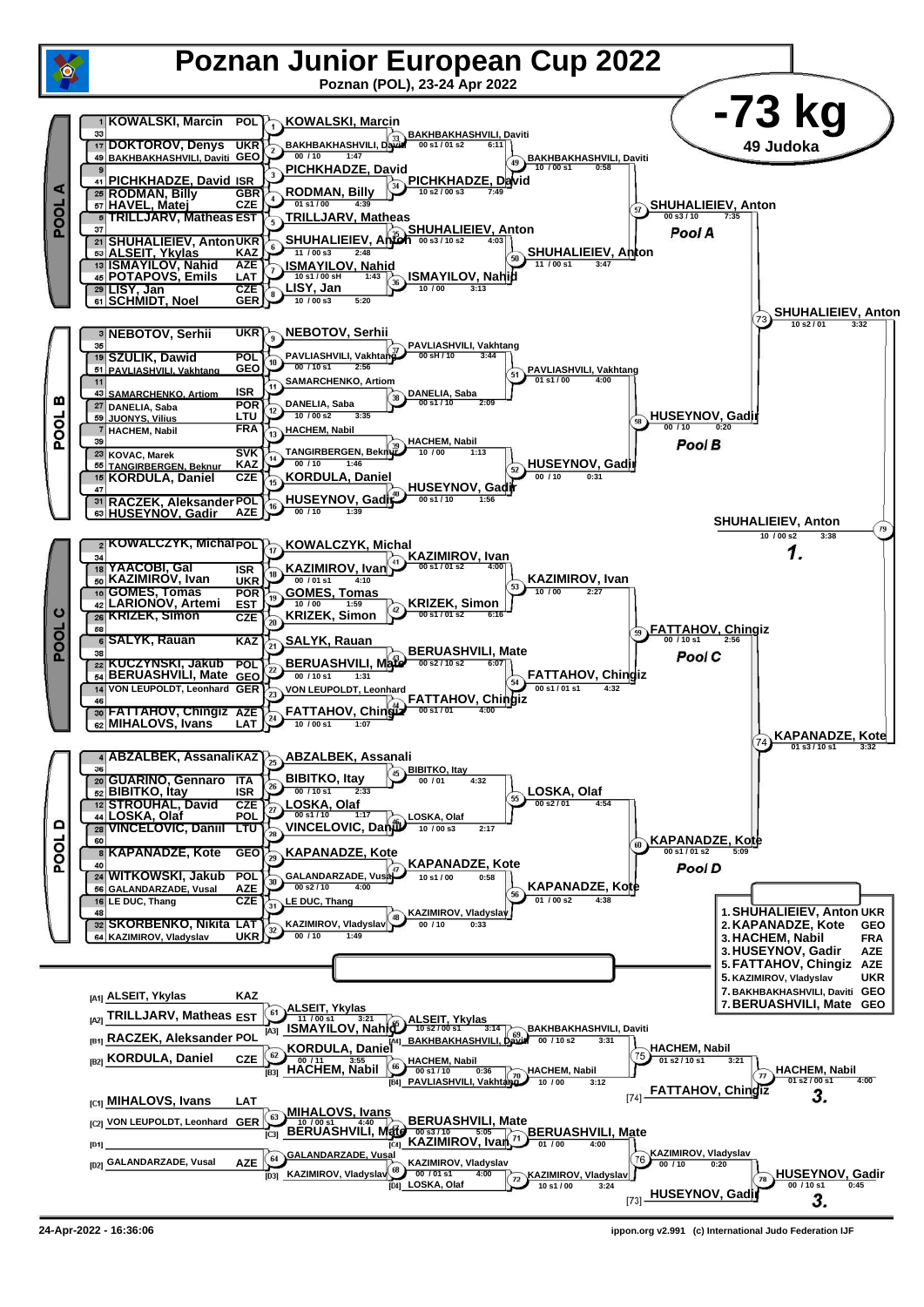# Poznan Junior European Cup 2022

**Poznan (POL), 23-24 Apr 2022**

## -73 kg

**49 Judoka**

## POOL A

| No. | Name | Nation |
|---|---|---|
| 1 | KOWALSKI, Marcin | POL |
| 33 | | |
| 17 | DOKTOROV, Denys | UKR |
| 49 | BAKHBAKHASHVILI, Daviti | GEO |
| 9 | | |
| 41 | PICHKHADZE, David | ISR |
| 25 | RODMAN, Billy | GBR |
| 57 | HAVEL, Matej | CZE |
| 5 | TRILLJARV, Matheas | EST |
| 37 | | |
| 21 | SHUHALIEIEV, Anton | UKR |
| 53 | ALSEIT, Ykylas | KAZ |
| 13 | ISMAYILOV, Nahid | AZE |
| 45 | POTAPOVS, Emils | LAT |
| 29 | LISY, Jan | CZE |
| 61 | SCHMIDT, Noel | GER |

- (1) KOWALSKI, Marcin
- (2) BAKHBAKHASHVILI, Daviti — 00 / 10 — 1:47
- (3) PICHKHADZE, David
- (4) RODMAN, Billy — 01 s1 / 00 — 4:39
- (5) TRILLJARV, Matheas
- (6) SHUHALIEIEV, Anton — 11 / 00 s3 — 2:48
- (7) ISMAYILOV, Nahid — 10 s1 / 00 sH — 1:43
- (8) LISY, Jan — 10 / 00 s3 — 5:20
- (33) BAKHBAKHASHVILI, Daviti — 00 s1 / 01 s2 — 6:11
- (34) PICHKHADZE, David — 10 s2 / 00 s3 — 7:49
- (35) SHUHALIEIEV, Anton — 00 s3 / 10 s2 — 4:03
- (36) ISMAYILOV, Nahid — 10 / 00 — 3:13
- (49) BAKHBAKHASHVILI, Daviti — 10 / 00 s1 — 0:58
- (50) SHUHALIEIEV, Anton — 11 / 00 s1 — 3:47
- (57) SHUHALIEIEV, Anton — 00 s3 / 10 — 7:35

**Pool A**

## POOL B

| No. | Name | Nation |
|---|---|---|
| 3 | NEBOTOV, Serhii | UKR |
| 35 | | |
| 19 | SZULIK, Dawid | POL |
| 51 | PAVLIASHVILI, Vakhtang | GEO |
| 11 | | |
| 43 | SAMARCHENKO, Artiom | ISR |
| 27 | DANELIA, Saba | POR |
| 59 | JUONYS, Vilius | LTU |
| 7 | HACHEM, Nabil | FRA |
| 39 | | |
| 23 | KOVAC, Marek | SVK |
| 55 | TANGIRBERGEN, Beknur | KAZ |
| 15 | KORDULA, Daniel | CZE |
| 47 | | |
| 31 | RACZEK, Aleksander | POL |
| 63 | HUSEYNOV, Gadir | AZE |

- (9) NEBOTOV, Serhii
- (10) PAVLIASHVILI, Vakhtang — 00 / 10 s1 — 2:56
- (11) SAMARCHENKO, Artiom
- (12) DANELIA, Saba — 10 / 00 s2 — 3:35
- (13) HACHEM, Nabil
- (14) TANGIRBERGEN, Beknur — 00 / 10 — 1:46
- (15) KORDULA, Daniel
- (16) HUSEYNOV, Gadir — 00 / 10 — 1:39
- (37) PAVLIASHVILI, Vakhtang — 00 sH / 10 — 3:44
- (38) DANELIA, Saba — 00 s1 / 10 — 2:09
- (39) HACHEM, Nabil — 10 / 00 — 1:13
- (40) HUSEYNOV, Gadir — 00 s1 / 10 — 1:56
- (51) PAVLIASHVILI, Vakhtang — 01 s1 / 00 — 4:00
- (52) HUSEYNOV, Gadir — 00 / 10 — 0:31
- (58) HUSEYNOV, Gadir — 00 / 10 — 0:20

**Pool B**

- (73) SHUHALIEIEV, Anton — 10 s2 / 01 — 3:32

## POOL C

| No. | Name | Nation |
|---|---|---|
| 2 | KOWALCZYK, Michal | POL |
| 34 | | |
| 18 | YAACOBI, Gal | ISR |
| 50 | KAZIMIROV, Ivan | UKR |
| 10 | GOMES, Tomas | POR |
| 42 | LARIONOV, Artemi | EST |
| 26 | KRIZEK, Simon | CZE |
| 58 | | |
| 6 | SALYK, Rauan | KAZ |
| 38 | | |
| 22 | KUCZYNSKI, Jakub | POL |
| 54 | BERUASHVILI, Mate | GEO |
| 14 | VON LEUPOLDT, Leonhard | GER |
| 46 | | |
| 30 | FATTAHOV, Chingiz | AZE |
| 62 | MIHALOVS, Ivans | LAT |

- (17) KOWALCZYK, Michal
- (18) KAZIMIROV, Ivan — 00 / 01 s1 — 4:10
- (19) GOMES, Tomas — 10 / 00 — 1:59
- (20) KRIZEK, Simon
- (21) SALYK, Rauan
- (22) BERUASHVILI, Mate — 00 / 10 s1 — 1:31
- (23) VON LEUPOLDT, Leonhard
- (24) FATTAHOV, Chingiz — 10 / 00 s1 — 1:07
- (41) KAZIMIROV, Ivan — 00 s1 / 01 s2 — 4:00
- (42) KRIZEK, Simon — 00 s1 / 01 s2 — 6:16
- (43) BERUASHVILI, Mate — 00 s2 / 10 s2 — 6:07
- (44) FATTAHOV, Chingiz — 00 s1 / 01 — 4:00
- (53) KAZIMIROV, Ivan — 10 / 00 — 2:27
- (54) FATTAHOV, Chingiz — 00 s1 / 01 s1 — 4:32
- (59) FATTAHOV, Chingiz — 00 / 10 s1 — 2:56

**Pool C**

- (79) SHUHALIEIEV, Anton — 10 / 00 s2 — 3:38 — **1.**

## POOL D

| No. | Name | Nation |
|---|---|---|
| 4 | ABZALBEK, Assanali | KAZ |
| 36 | | |
| 20 | GUARINO, Gennaro | ITA |
| 52 | BIBITKO, Itay | ISR |
| 12 | STROUHAL, David | CZE |
| 44 | LOSKA, Olaf | POL |
| 28 | VINCELOVIC, Daniil | LTU |
| 60 | | |
| 8 | KAPANADZE, Kote | GEO |
| 40 | | |
| 24 | WITKOWSKI, Jakub | POL |
| 56 | GALANDARZADE, Vusal | AZE |
| 16 | LE DUC, Thang | CZE |
| 48 | | |
| 32 | SKORBENKO, Nikita | LAT |
| 64 | KAZIMIROV, Vladyslav | UKR |

- (25) ABZALBEK, Assanali
- (26) BIBITKO, Itay — 00 / 10 s1 — 2:33
- (27) LOSKA, Olaf — 00 s1 / 10 — 1:17
- (28) VINCELOVIC, Daniil
- (29) KAPANADZE, Kote
- (30) GALANDARZADE, Vusal — 00 s2 / 10 — 4:00
- (31) LE DUC, Thang
- (32) KAZIMIROV, Vladyslav — 00 / 10 — 1:49
- (45) BIBITKO, Itay — 00 / 01 — 4:32
- (46) LOSKA, Olaf — 10 / 00 s3 — 2:17
- (47) KAPANADZE, Kote — 10 s1 / 00 — 0:58
- (48) KAZIMIROV, Vladyslav — 00 / 10 — 0:33
- (55) LOSKA, Olaf — 00 s2 / 01 — 4:54
- (56) KAPANADZE, Kote — 01 / 00 s2 — 4:38
- (60) KAPANADZE, Kote — 00 s1 / 01 s2 — 5:09

**Pool D**

- (74) KAPANADZE, Kote — 01 s3 / 10 s1 — 3:32

## Repechage

| Pos. | Name | Nation |
|---|---|---|
| [A1] | ALSEIT, Ykylas | KAZ |
| [A2] | TRILLJARV, Matheas | EST |
| [B1] | RACZEK, Aleksander | POL |
| [B2] | KORDULA, Daniel | CZE |
| [C1] | MIHALOVS, Ivans | LAT |
| [C2] | VON LEUPOLDT, Leonhard | GER |
| [D1] | | |
| [D2] | GALANDARZADE, Vusal | AZE |

- (61) ALSEIT, Ykylas — 11 / 00 s1 — 3:21 vs [A3] ISMAYILOV, Nahid
- (65) ALSEIT, Ykylas — 10 s2 / 00 s1 — 3:14 vs [A4] BAKHBAKHASHVILI, Daviti
- (69) BAKHBAKHASHVILI, Daviti — 00 / 10 s2 — 3:31
- (62) KORDULA, Daniel — 00 / 11 — 3:55 vs [B3] HACHEM, Nabil
- (66) HACHEM, Nabil — 00 s1 / 10 — 0:36 vs [B4] PAVLIASHVILI, Vakhtang
- (70) HACHEM, Nabil — 10 / 00 — 3:12
- (75) HACHEM, Nabil — 01 s2 / 10 s1 — 3:21
- (77) HACHEM, Nabil — 01 s2 / 00 s1 — 4:00 vs [74] FATTAHOV, Chingiz — **3.**
- (63) MIHALOVS, Ivans — 10 / 00 s1 — 4:40 vs [C3] BERUASHVILI, Mate
- (67) BERUASHVILI, Mate — 00 s3 / 10 — 5:05 vs [C4] KAZIMIROV, Ivan
- (71) BERUASHVILI, Mate — 01 / 00 — 4:00
- (64) GALANDARZADE, Vusal vs [D3] KAZIMIROV, Vladyslav
- (68) KAZIMIROV, Vladyslav — 00 / 01 s1 — 4:00 vs [D4] LOSKA, Olaf
- (72) KAZIMIROV, Vladyslav — 10 s1 / 00 — 3:24
- (76) KAZIMIROV, Vladyslav — 00 / 10 — 0:20
- (78) HUSEYNOV, Gadir — 00 / 10 s1 — 0:45 vs [73] HUSEYNOV, Gadir — **3.**

## Final Results

| Rank | Name | Nation |
|---|---|---|
| 1. | SHUHALIEIEV, Anton | UKR |
| 2. | KAPANADZE, Kote | GEO |
| 3. | HACHEM, Nabil | FRA |
| 3. | HUSEYNOV, Gadir | AZE |
| 5. | FATTAHOV, Chingiz | AZE |
| 5. | KAZIMIROV, Vladyslav | UKR |
| 7. | BAKHBAKHASHVILI, Daviti | GEO |
| 7. | BERUASHVILI, Mate | GEO |

24-Apr-2022 - 16:36:06 — ippon.org v2.991 (c) International Judo Federation IJF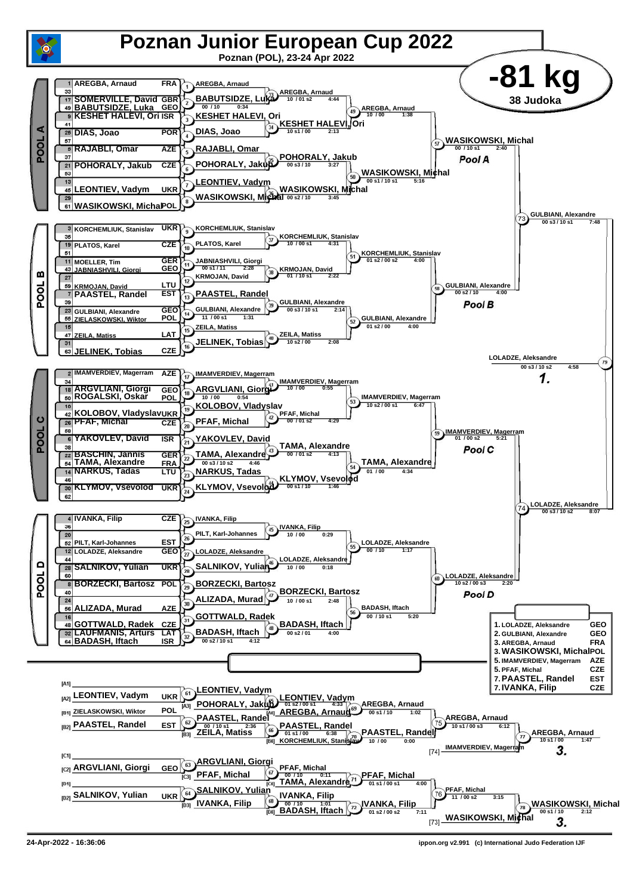# Poznan Junior European Cup 2022

Poznan (POL), 23-24 Apr 2022

## -81 kg

38 Judoka

## POOL A

| Seed | Name | Country |
|---|---|---|
| 1 | AREGBA, Arnaud | FRA |
| 33 | | |
| 17 | SOMERVILLE, David | GBR |
| 49 | BABUTSIDZE, Luka | GEO |
| 9 | KESHET HALEVI, Ori | ISR |
| 41 | | |
| 25 | DIAS, Joao | POR |
| 57 | | |
| 5 | RAJABLI, Omar | AZE |
| 37 | | |
| 21 | POHORALY, Jakub | CZE |
| 53 | | |
| 13 | | |
| 45 | LEONTIEV, Vadym | UKR |
| 29 | | |
| 61 | WASIKOWSKI, Michal | POL |

| Contest | Winner | Score | Time |
|---|---|---|---|
| 1 | AREGBA, Arnaud | | |
| 2 | BABUTSIDZE, Luka | 00 / 10 | 0:34 |
| 3 | KESHET HALEVI, Ori | | |
| 4 | DIAS, Joao | | |
| 5 | RAJABLI, Omar | | |
| 6 | POHORALY, Jakub | | |
| 7 | LEONTIEV, Vadym | | |
| 8 | WASIKOWSKI, Michal | | |
| 33 | AREGBA, Arnaud | 10 / 01 s2 | 4:44 |
| 34 | KESHET HALEVI, Ori | 10 s1 / 00 | 2:13 |
| 35 | POHORALY, Jakub | 00 s3 / 10 | 3:27 |
| 36 | WASIKOWSKI, Michal | 00 s2 / 10 | 3:45 |
| 49 | AREGBA, Arnaud | 10 / 00 | 1:38 |
| 50 | WASIKOWSKI, Michal | 00 s1 / 10 s1 | 5:16 |
| 57 | WASIKOWSKI, Michal | 00 / 10 s1 | 2:40 |

Pool A

## POOL B

| Seed | Name | Country |
|---|---|---|
| 3 | KORCHEMLIUK, Stanislav | UKR |
| 35 | | |
| 19 | PLATOS, Karel | CZE |
| 51 | | |
| 11 | MOELLER, Tim | GER |
| 43 | JABNIASHVILI, Giorgi | GEO |
| 27 | | |
| 59 | KRMOJAN, David | LTU |
| 7 | PAASTEL, Randel | EST |
| 39 | | |
| 23 | GULBIANI, Alexandre | GEO |
| 55 | ZIELASKOWSKI, Wiktor | POL |
| 15 | | |
| 47 | ZEILA, Matiss | LAT |
| 31 | | |
| 63 | JELINEK, Tobias | CZE |

| Contest | Winner | Score | Time |
|---|---|---|---|
| 9 | KORCHEMLIUK, Stanislav | | |
| 10 | PLATOS, Karel | | |
| 11 | JABNIASHVILI, Giorgi | 00 s1 / 11 | 2:28 |
| 12 | KRMOJAN, David | | |
| 13 | PAASTEL, Randel | | |
| 14 | GULBIANI, Alexandre | 11 / 00 s1 | 1:31 |
| 15 | ZEILA, Matiss | | |
| 16 | JELINEK, Tobias | | |
| 37 | KORCHEMLIUK, Stanislav | 10 / 00 s1 | 4:31 |
| 38 | KRMOJAN, David | 01 / 10 s1 | 2:22 |
| 39 | GULBIANI, Alexandre | 00 s3 / 10 s1 | 2:14 |
| 40 | ZEILA, Matiss | 10 s2 / 00 | 2:08 |
| 51 | KORCHEMLIUK, Stanislav | 01 s2 / 00 s2 | 4:00 |
| 52 | GULBIANI, Alexandre | 01 s2 / 00 | 4:00 |
| 58 | GULBIANI, Alexandre | 00 s2 / 10 | 4:00 |

Pool B

| Contest | Winner | Score | Time |
|---|---|---|---|
| 73 | GULBIANI, Alexandre | 00 s3 / 10 s1 | 7:48 |

## POOL C

| Seed | Name | Country |
|---|---|---|
| 2 | IMAMVERDIEV, Magerram | AZE |
| 34 | | |
| 18 | ARGVLIANI, Giorgi | GEO |
| 50 | ROGALSKI, Oskar | POL |
| 10 | | |
| 42 | KOLOBOV, Vladyslav | UKR |
| 26 | PFAF, Michal | CZE |
| 58 | | |
| 6 | YAKOVLEV, David | ISR |
| 38 | | |
| 22 | BASCHIN, Jannis | GER |
| 54 | TAMA, Alexandre | FRA |
| 14 | NARKUS, Tadas | LTU |
| 46 | | |
| 30 | KLYMOV, Vsevolod | UKR |
| 62 | | |

| Contest | Winner | Score | Time |
|---|---|---|---|
| 17 | IMAMVERDIEV, Magerram | | |
| 18 | ARGVLIANI, Giorgi | 10 / 00 | 0:54 |
| 19 | KOLOBOV, Vladyslav | | |
| 20 | PFAF, Michal | | |
| 21 | YAKOVLEV, David | | |
| 22 | TAMA, Alexandre | 00 s3 / 10 s2 | 4:46 |
| 23 | NARKUS, Tadas | | |
| 24 | KLYMOV, Vsevolod | | |
| 41 | IMAMVERDIEV, Magerram | 10 / 00 | 0:55 |
| 42 | PFAF, Michal | 00 / 01 s2 | 4:29 |
| 43 | TAMA, Alexandre | 00 / 01 s2 | 4:13 |
| 44 | KLYMOV, Vsevolod | 00 s1 / 10 | 1:46 |
| 53 | IMAMVERDIEV, Magerram | 10 s2 / 00 s1 | 6:47 |
| 54 | TAMA, Alexandre | 01 / 00 | 4:34 |
| 59 | IMAMVERDIEV, Magerram | 01 / 00 s2 | 5:21 |

Pool C

| Contest | Winner | Score | Time |
|---|---|---|---|
| 79 | LOLADZE, Aleksandre | 00 s3 / 10 s2 | 4:58 |

1.

## POOL D

| Seed | Name | Country |
|---|---|---|
| 4 | IVANKA, Filip | CZE |
| 36 | | |
| 20 | | |
| 52 | PILT, Karl-Johannes | EST |
| 12 | LOLADZE, Aleksandre | GEO |
| 44 | | |
| 28 | SALNIKOV, Yulian | UKR |
| 60 | | |
| 8 | BORZECKI, Bartosz | POL |
| 40 | | |
| 24 | | |
| 56 | ALIZADA, Murad | AZE |
| 16 | | |
| 48 | GOTTWALD, Radek | CZE |
| 32 | LAUFMANIS, Arturs | LAT |
| 64 | BADASH, Iftach | ISR |

| Contest | Winner | Score | Time |
|---|---|---|---|
| 25 | IVANKA, Filip | | |
| 26 | PILT, Karl-Johannes | | |
| 27 | LOLADZE, Aleksandre | | |
| 28 | SALNIKOV, Yulian | | |
| 29 | BORZECKI, Bartosz | | |
| 30 | ALIZADA, Murad | | |
| 31 | GOTTWALD, Radek | | |
| 32 | BADASH, Iftach | 00 s2 / 10 s1 | 4:12 |
| 45 | IVANKA, Filip | 10 / 00 | 0:29 |
| 46 | LOLADZE, Aleksandre | 10 / 00 | 0:18 |
| 47 | BORZECKI, Bartosz | 10 / 00 s1 | 2:48 |
| 48 | BADASH, Iftach | 00 s2 / 01 | 4:00 |
| 55 | LOLADZE, Aleksandre | 00 / 10 | 1:17 |
| 56 | BADASH, Iftach | 00 / 10 s1 | 5:20 |
| 60 | LOLADZE, Aleksandre | 10 s2 / 00 s3 | 2:20 |

Pool D

| Contest | Winner | Score | Time |
|---|---|---|---|
| 74 | LOLADZE, Aleksandre | 00 s3 / 10 s2 | 8:07 |

## Final Results

| Place | Name | Country |
|---|---|---|
| 1. | LOLADZE, Aleksandre | GEO |
| 2. | GULBIANI, Alexandre | GEO |
| 3. | AREGBA, Arnaud | FRA |
| 3. | WASIKOWSKI, Michal | POL |
| 5. | IMAMVERDIEV, Magerram | AZE |
| 5. | PFAF, Michal | CZE |
| 7. | PAASTEL, Randel | EST |
| 7. | IVANKA, Filip | CZE |

## Repechage

| Slot | Name | Country |
|---|---|---|
| [A1] | | |
| [A2] | LEONTIEV, Vadym | UKR |
| [B1] | ZIELASKOWSKI, Wiktor | POL |
| [B2] | PAASTEL, Randel | EST |
| [C1] | | |
| [C2] | ARGVLIANI, Giorgi | GEO |
| [D1] | | |
| [D2] | SALNIKOV, Yulian | UKR |

| Contest | Winner | Score | Time |
|---|---|---|---|
| 61 | LEONTIEV, Vadym | | |
| 62 | PAASTEL, Randel | 00 / 10 s1 | 2:36 |
| 63 | ARGVLIANI, Giorgi | | |
| 64 | SALNIKOV, Yulian | | |
| 65 | LEONTIEV, Vadym (vs [A3] POHORALY, Jakub) | 01 s2 / 00 s1 | 4:33 |
| 66 | PAASTEL, Randel (vs [B3] ZEILA, Matiss) | 01 s1 / 00 | 6:38 |
| 67 | PFAF, Michal (vs [C3] PFAF, Michal) | 00 / 10 | 0:11 |
| 68 | IVANKA, Filip (vs [D3] IVANKA, Filip) | 00 / 10 | 1:01 |
| 69 | AREGBA, Arnaud (vs [A4] AREGBA, Arnaud) | 00 s1 / 10 | 1:02 |
| 70 | PAASTEL, Randel (vs [B4] KORCHEMLIUK, Stanislav) | 10 / 00 | 0:00 |
| 71 | PFAF, Michal (vs [C4] TAMA, Alexandre) | 01 s1 / 00 s1 | 4:00 |
| 72 | IVANKA, Filip (vs [D4] BADASH, Iftach) | 01 s2 / 00 s2 | 7:11 |
| 75 | AREGBA, Arnaud | 10 s1 / 00 s3 | 6:12 |
| 76 | PFAF, Michal | 11 / 00 s2 | 3:15 |
| 77 | AREGBA, Arnaud (vs [74] IMAMVERDIEV, Magerram) | 10 s1 / 00 | 1:47 |
| 78 | WASIKOWSKI, Michal (vs [73] WASIKOWSKI, Michal) | 00 s1 / 10 | 2:12 |

3. AREGBA, Arnaud

3. WASIKOWSKI, Michal

24-Apr-2022 - 16:36:06

ippon.org v2.991 (c) International Judo Federation IJF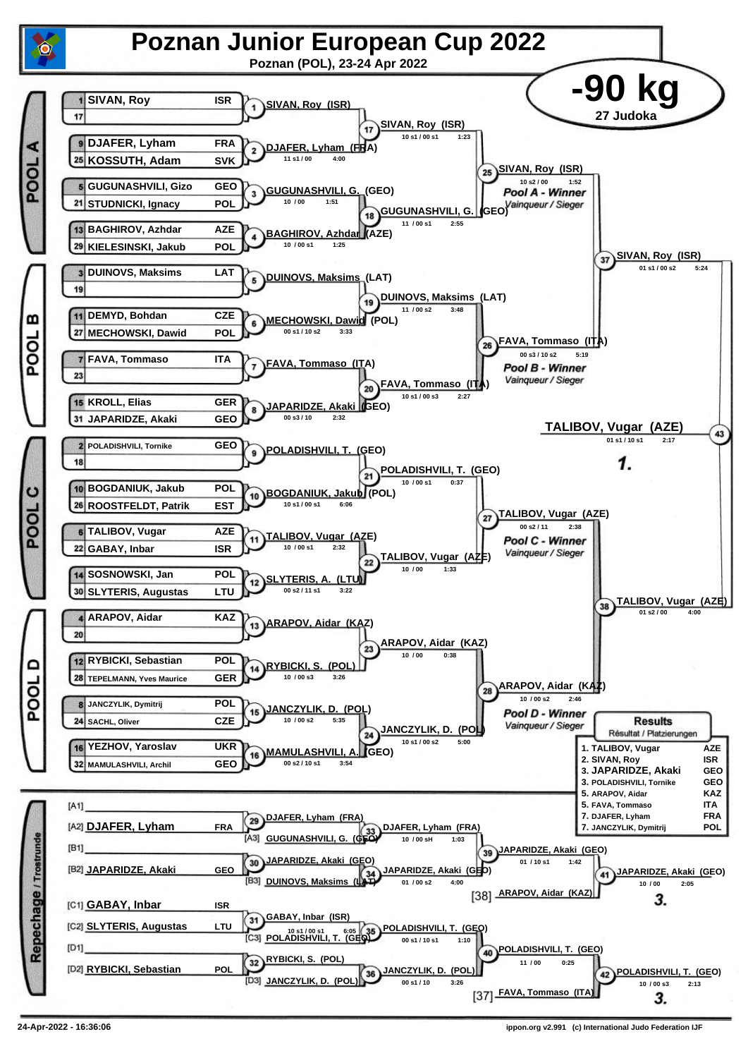# Poznan Junior European Cup 2022

**Poznan (POL), 23-24 Apr 2022**

## -90 kg

**27 Judoka**

### POOL A

| Seed | Name | Country |
|---|---|---|
| 1 | SIVAN, Roy | ISR |
| 17 | | |
| 9 | DJAFER, Lyham | FRA |
| 25 | KOSSUTH, Adam | SVK |
| 5 | GUGUNASHVILI, Gizo | GEO |
| 21 | STUDNICKI, Ignacy | POL |
| 13 | BAGHIROV, Azhdar | AZE |
| 29 | KIELESINSKI, Jakub | POL |

- Match 1: SIVAN, Roy (ISR)
- Match 2: DJAFER, Lyham (FRA) — 11 s1 / 00 — 4:00
- Match 3: GUGUNASHVILI, G. (GEO) — 10 / 00 — 1:51
- Match 4: BAGHIROV, Azhdar (AZE) — 10 / 00 s1 — 1:25
- Match 17: SIVAN, Roy (ISR) — 10 s1 / 00 s1 — 1:23
- Match 18: GUGUNASHVILI, G. (GEO) — 11 / 00 s1 — 2:55
- Match 25: SIVAN, Roy (ISR) — 10 s2 / 00 — 1:52 — *Pool A - Winner* / *Vainqueur / Sieger*

### POOL B

| Seed | Name | Country |
|---|---|---|
| 3 | DUINOVS, Maksims | LAT |
| 19 | | |
| 11 | DEMYD, Bohdan | CZE |
| 27 | MECHOWSKI, Dawid | POL |
| 7 | FAVA, Tommaso | ITA |
| 23 | | |
| 15 | KROLL, Elias | GER |
| 31 | JAPARIDZE, Akaki | GEO |

- Match 5: DUINOVS, Maksims (LAT)
- Match 6: MECHOWSKI, Dawid (POL) — 00 s1 / 10 s2 — 3:33
- Match 7: FAVA, Tommaso (ITA)
- Match 8: JAPARIDZE, Akaki (GEO) — 00 s3 / 10 — 2:32
- Match 19: DUINOVS, Maksims (LAT) — 11 / 00 s2 — 3:48
- Match 20: FAVA, Tommaso (ITA) — 10 s1 / 00 s3 — 2:27
- Match 26: FAVA, Tommaso (ITA) — 00 s3 / 10 s2 — 5:19 — *Pool B - Winner* / *Vainqueur / Sieger*
- Match 37: SIVAN, Roy (ISR) — 01 s1 / 00 s2 — 5:24

### POOL C

| Seed | Name | Country |
|---|---|---|
| 2 | POLADISHVILI, Tornike | GEO |
| 18 | | |
| 10 | BOGDANIUK, Jakub | POL |
| 26 | ROOSTFELDT, Patrik | EST |
| 6 | TALIBOV, Vugar | AZE |
| 22 | GABAY, Inbar | ISR |
| 14 | SOSNOWSKI, Jan | POL |
| 30 | SLYTERIS, Augustas | LTU |

- Match 9: POLADISHVILI, T. (GEO)
- Match 10: BOGDANIUK, Jakub (POL) — 10 s1 / 00 s1 — 6:06
- Match 11: TALIBOV, Vugar (AZE) — 10 / 00 s1 — 2:32
- Match 12: SLYTERIS, A. (LTU) — 00 s2 / 11 s1 — 3:22
- Match 21: POLADISHVILI, T. (GEO) — 10 / 00 s1 — 0:37
- Match 22: TALIBOV, Vugar (AZE) — 10 / 00 — 1:33
- Match 27: TALIBOV, Vugar (AZE) — 00 s2 / 11 — 2:38 — *Pool C - Winner* / *Vainqueur / Sieger*

### POOL D

| Seed | Name | Country |
|---|---|---|
| 4 | ARAPOV, Aidar | KAZ |
| 20 | | |
| 12 | RYBICKI, Sebastian | POL |
| 28 | TEPELMANN, Yves Maurice | GER |
| 8 | JANCZYLIK, Dymitrij | POL |
| 24 | SACHL, Oliver | CZE |
| 16 | YEZHOV, Yaroslav | UKR |
| 32 | MAMULASHVILI, Archil | GEO |

- Match 13: ARAPOV, Aidar (KAZ)
- Match 14: RYBICKI, S. (POL) — 10 / 00 s3 — 3:26
- Match 15: JANCZYLIK, D. (POL) — 10 / 00 s2 — 5:35
- Match 16: MAMULASHVILI, A. (GEO) — 00 s2 / 10 s1 — 3:54
- Match 23: ARAPOV, Aidar (KAZ) — 10 / 00 — 0:38
- Match 24: JANCZYLIK, D. (POL) — 10 s1 / 00 s2 — 5:00
- Match 28: ARAPOV, Aidar (KAZ) — 10 / 00 s2 — 2:46 — *Pool D - Winner* / *Vainqueur / Sieger*
- Match 38: TALIBOV, Vugar (AZE) — 01 s2 / 00 — 4:00

### Final

- Match 43: TALIBOV, Vugar (AZE) — 01 s1 / 10 s1 — 2:17 — **1.**

### Repechage / Trostrunde

- [A1]
- [A2] DJAFER, Lyham — FRA
- [B1]
- [B2] JAPARIDZE, Akaki — GEO
- [C1] GABAY, Inbar — ISR
- [C2] SLYTERIS, Augustas — LTU
- [D1]
- [D2] RYBICKI, Sebastian — POL

- Match 29: DJAFER, Lyham (FRA)
- Match 33: DJAFER, Lyham (FRA) vs [A3] GUGUNASHVILI, G. (GEO) — 10 / 00 sH — 1:03
- Match 30: JAPARIDZE, Akaki (GEO)
- Match 34: JAPARIDZE, Akaki (GEO) vs [B3] DUINOVS, Maksims (LAT) — 01 / 00 s2 — 4:00
- Match 39: JAPARIDZE, Akaki (GEO) — 01 / 10 s1 — 1:42
- Match 41: JAPARIDZE, Akaki (GEO) vs [38] ARAPOV, Aidar (KAZ) — 10 / 00 — 2:05 — **3.**
- Match 31: GABAY, Inbar (ISR) — 10 s1 / 00 s1 — 6:05
- Match 35: POLADISHVILI, T. (GEO) vs [C3] POLADISHVILI, T. (GEO) — 00 s1 / 10 s1 — 1:10
- Match 32: RYBICKI, S. (POL)
- Match 36: JANCZYLIK, D. (POL) vs [D3] JANCZYLIK, D. (POL) — 00 s1 / 10 — 3:26
- Match 40: POLADISHVILI, T. (GEO) — 11 / 00 — 0:25
- Match 42: POLADISHVILI, T. (GEO) vs [37] FAVA, Tommaso (ITA) — 10 / 00 s3 — 2:13 — **3.**

### Results

Résultat / Platzierungen

| Place | Name | Country |
|---|---|---|
| 1. | TALIBOV, Vugar | AZE |
| 2. | SIVAN, Roy | ISR |
| 3. | JAPARIDZE, Akaki | GEO |
| 3. | POLADISHVILI, Tornike | GEO |
| 5. | ARAPOV, Aidar | KAZ |
| 5. | FAVA, Tommaso | ITA |
| 7. | DJAFER, Lyham | FRA |
| 7. | JANCZYLIK, Dymitrij | POL |

24-Apr-2022 - 16:36:06

ippon.org v2.991 (c) International Judo Federation IJF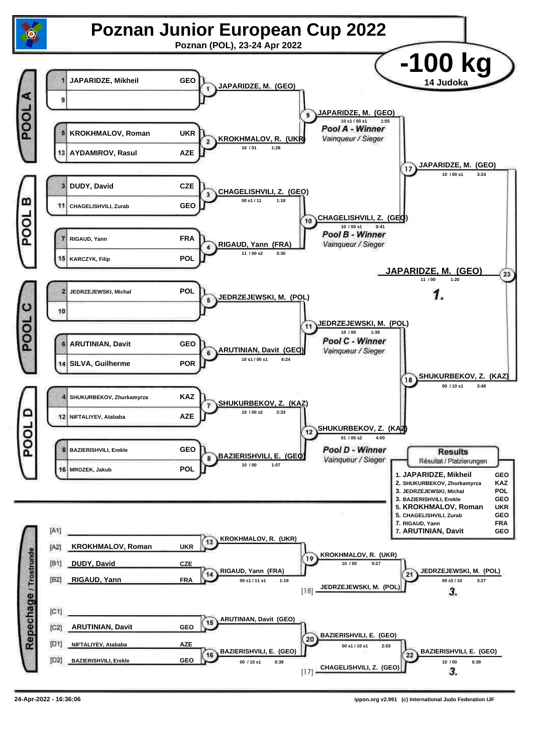# Poznan Junior European Cup 2022

Poznan (POL), 23-24 Apr 2022

## -100 kg

14 Judoka

### POOL A

| Seed | Name | Country |
|---|---|---|
| 1 | JAPARIDZE, Mikheil | GEO |
| 9 | | |
| 5 | KROKHMALOV, Roman | UKR |
| 13 | AYDAMIROV, Rasul | AZE |

- Match 1: JAPARIDZE, M. (GEO)
- Match 2: KROKHMALOV, R. (UKR) — 10 / 01 — 1:28
- Match 9: JAPARIDZE, M. (GEO) — 10 s1 / 00 s1 — 1:55

*Pool A - Winner*
*Vainqueur / Sieger*

### POOL B

| Seed | Name | Country |
|---|---|---|
| 3 | DUDY, David | CZE |
| 11 | CHAGELISHVILI, Zurab | GEO |
| 7 | RIGAUD, Yann | FRA |
| 15 | KARCZYK, Filip | POL |

- Match 3: CHAGELISHVILI, Z. (GEO) — 00 s1 / 11 — 1:18
- Match 4: RIGAUD, Yann (FRA) — 11 / 00 s2 — 3:30
- Match 10: CHAGELISHVILI, Z. (GEO) — 10 / 00 s1 — 0:41

*Pool B - Winner*
*Vainqueur / Sieger*

- Match 17: JAPARIDZE, M. (GEO) — 10 / 00 s1 — 3:24

### POOL C

| Seed | Name | Country |
|---|---|---|
| 2 | JEDRZEJEWSKI, Michal | POL |
| 10 | | |
| 6 | ARUTINIAN, David | GEO |
| 14 | SILVA, Guilherme | POR |

- Match 5: JEDRZEJEWSKI, M. (POL)
- Match 6: ARUTINIAN, David (GEO) — 10 s1 / 00 s1 — 6:24
- Match 11: JEDRZEJEWSKI, M. (POL) — 10 / 00 — 1:39

*Pool C - Winner*
*Vainqueur / Sieger*

### POOL D

| Seed | Name | Country |
|---|---|---|
| 4 | SHUKURBEKOV, Zhurkamyrza | KAZ |
| 12 | NIFTALIYEV, Atababa | AZE |
| 8 | BAZIERISHVILI, Erekle | GEO |
| 16 | MROZEK, Jakub | POL |

- Match 7: SHUKURBEKOV, Z. (KAZ) — 10 / 00 s2 — 3:33
- Match 8: BAZIERISHVILI, E. (GEO) — 10 / 00 — 1:07
- Match 12: SHUKURBEKOV, Z. (KAZ) — 01 / 00 s2 — 4:00

*Pool D - Winner*
*Vainqueur / Sieger*

- Match 18: SHUKURBEKOV, Z. (KAZ) — 00 / 10 s1 — 3:48

### Final

- Match 23: JAPARIDZE, M. (GEO) — 11 / 00 — 1:20 — **1.**

### Repechage / Trostrunde

| Slot | Name | Country |
|---|---|---|
| [A1] | | |
| [A2] | KROKHMALOV, Roman | UKR |
| [B1] | DUDY, David | CZE |
| [B2] | RIGAUD, Yann | FRA |
| [C1] | | |
| [C2] | ARUTINIAN, David | GEO |
| [D1] | NIFTALIYEV, Atababa | AZE |
| [D2] | BAZIERISHVILI, Erekle | GEO |

- Match 13: KROKHMALOV, R. (UKR)
- Match 14: RIGAUD, Yann (FRA) — 00 s1 / 11 s1 — 1:19
- Match 19: KROKHMALOV, R. (UKR) — 10 / 00 — 0:27
- [18] JEDRZEJEWSKI, M. (POL)
- Match 21: JEDRZEJEWSKI, M. (POL) — 00 s3 / 10 — 3:27 — **3.**
- Match 15: ARUTINIAN, David (GEO)
- Match 16: BAZIERISHVILI, E. (GEO) — 00 / 10 s1 — 0:39
- Match 20: BAZIERISHVILI, E. (GEO) — 00 s1 / 10 s1 — 2:03
- [17] CHAGELISHVILI, Z. (GEO)
- Match 22: BAZIERISHVILI, E. (GEO) — 10 / 00 — 0:39 — **3.**

### Results

Résultat / Platzierungen

| Place | Name | Country |
|---|---|---|
| 1. | JAPARIDZE, Mikheil | GEO |
| 2. | SHUKURBEKOV, Zhurkamyrza | KAZ |
| 3. | JEDRZEJEWSKI, Michal | POL |
| 3. | BAZIERISHVILI, Erekle | GEO |
| 5. | KROKHMALOV, Roman | UKR |
| 5. | CHAGELISHVILI, Zurab | GEO |
| 7. | RIGAUD, Yann | FRA |
| 7. | ARUTINIAN, David | GEO |

24-Apr-2022 - 16:36:06

ippon.org v2.991 (c) International Judo Federation IJF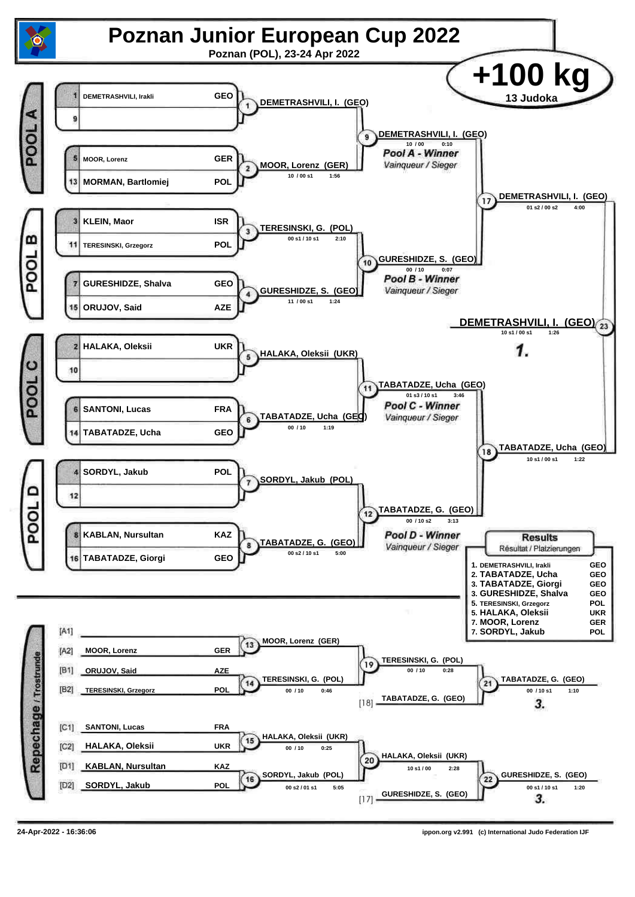# Poznan Junior European Cup 2022

Poznan (POL), 23-24 Apr 2022

## +100 kg

13 Judoka

### POOL A

| Seed | Name | Country |
|---|---|---|
| 1 | DEMETRASHVILI, Irakli | GEO |
| 9 | | |
| 5 | MOOR, Lorenz | GER |
| 13 | MORMAN, Bartlomiej | POL |

- Contest 1: DEMETRASHVILI, I. (GEO)
- Contest 2: MOOR, Lorenz (GER) — 10 / 00 s1 — 1:56
- Contest 9: DEMETRASHVILI, I. (GEO) — 10 / 00 — 0:10 — *Pool A - Winner* / *Vainqueur / Sieger*

### POOL B

| Seed | Name | Country |
|---|---|---|
| 3 | KLEIN, Maor | ISR |
| 11 | TERESINSKI, Grzegorz | POL |
| 7 | GURESHIDZE, Shalva | GEO |
| 15 | ORUJOV, Said | AZE |

- Contest 3: TERESINSKI, G. (POL) — 00 s1 / 10 s1 — 2:10
- Contest 4: GURESHIDZE, S. (GEO) — 11 / 00 s1 — 1:24
- Contest 10: GURESHIDZE, S. (GEO) — 00 / 10 — 0:07 — *Pool B - Winner* / *Vainqueur / Sieger*

### POOL C

| Seed | Name | Country |
|---|---|---|
| 2 | HALAKA, Oleksii | UKR |
| 10 | | |
| 6 | SANTONI, Lucas | FRA |
| 14 | TABATADZE, Ucha | GEO |

- Contest 5: HALAKA, Oleksii (UKR)
- Contest 6: TABATADZE, Ucha (GEO) — 00 / 10 — 1:19
- Contest 11: TABATADZE, Ucha (GEO) — 01 s3 / 10 s1 — 3:46 — *Pool C - Winner* / *Vainqueur / Sieger*

### POOL D

| Seed | Name | Country |
|---|---|---|
| 4 | SORDYL, Jakub | POL |
| 12 | | |
| 8 | KABLAN, Nursultan | KAZ |
| 16 | TABATADZE, Giorgi | GEO |

- Contest 7: SORDYL, Jakub (POL)
- Contest 8: TABATADZE, G. (GEO) — 00 s2 / 10 s1 — 5:00
- Contest 12: TABATADZE, G. (GEO) — 00 / 10 s2 — 3:13 — *Pool D - Winner* / *Vainqueur / Sieger*

### Semi-finals and Final

- Contest 17: DEMETRASHVILI, I. (GEO) — 01 s2 / 00 s2 — 4:00
- Contest 18: TABATADZE, Ucha (GEO) — 10 s1 / 00 s1 — 1:22
- Contest 23: DEMETRASHVILI, I. (GEO) — 10 s1 / 00 s1 — 1:26 — **1.**

### Repechage / Trostrunde

| Slot | Name | Country |
|---|---|---|
| [A1] | | |
| [A2] | MOOR, Lorenz | GER |
| [B1] | ORUJOV, Said | AZE |
| [B2] | TERESINSKI, Grzegorz | POL |
| [C1] | SANTONI, Lucas | FRA |
| [C2] | HALAKA, Oleksii | UKR |
| [D1] | KABLAN, Nursultan | KAZ |
| [D2] | SORDYL, Jakub | POL |

- Contest 13: MOOR, Lorenz (GER)
- Contest 14: TERESINSKI, G. (POL) — 00 / 10 — 0:46
- Contest 19: TERESINSKI, G. (POL) — 00 / 10 — 0:28
- Contest 21: TERESINSKI, G. (POL) vs [18] TABATADZE, G. (GEO) → TABATADZE, G. (GEO) — 00 / 10 s1 — 1:10 — **3.**
- Contest 15: HALAKA, Oleksii (UKR) — 00 / 10 — 0:25
- Contest 16: SORDYL, Jakub (POL) — 00 s2 / 01 s1 — 5:05
- Contest 20: HALAKA, Oleksii (UKR) — 10 s1 / 00 — 2:28
- Contest 22: HALAKA, Oleksii (UKR) vs [17] GURESHIDZE, S. (GEO) → GURESHIDZE, S. (GEO) — 00 s1 / 10 s1 — 1:20 — **3.**

### Results

Résultat / Platzierungen

| Place | Name | Country |
|---|---|---|
| 1. | DEMETRASHVILI, Irakli | GEO |
| 2. | TABATADZE, Ucha | GEO |
| 3. | TABATADZE, Giorgi | GEO |
| 3. | GURESHIDZE, Shalva | GEO |
| 5. | TERESINSKI, Grzegorz | POL |
| 5. | HALAKA, Oleksii | UKR |
| 7. | MOOR, Lorenz | GER |
| 7. | SORDYL, Jakub | POL |

24-Apr-2022 - 16:36:06

ippon.org v2.991 (c) International Judo Federation IJF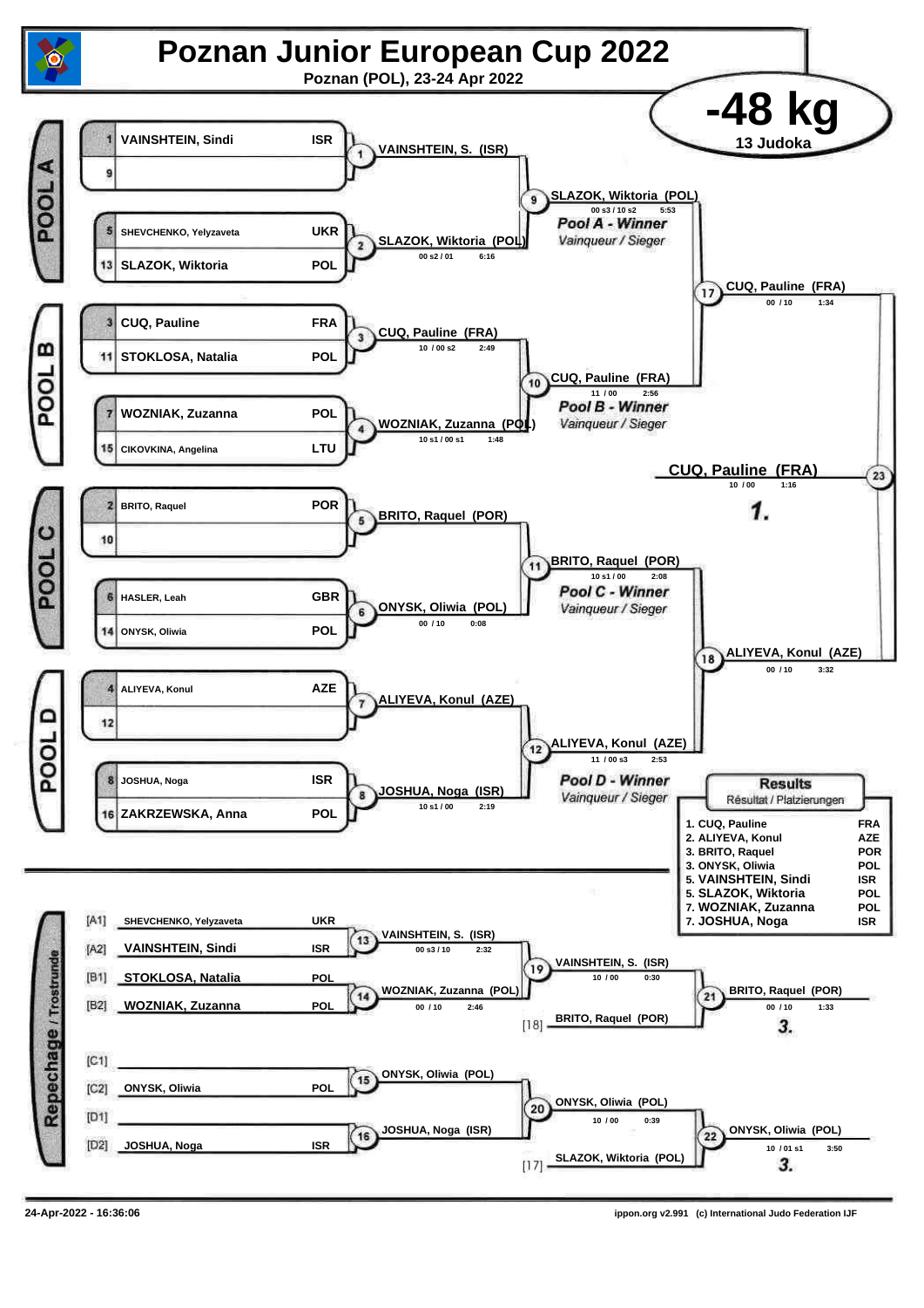# Poznan Junior European Cup 2022

**Poznan (POL), 23-24 Apr 2022**

## -48 kg

13 Judoka

### POOL A

| Seed | Name | Country |
|---|---|---|
| 1 | VAINSHTEIN, Sindi | ISR |
| 9 | | |
| 5 | SHEVCHENKO, Yelyzaveta | UKR |
| 13 | SLAZOK, Wiktoria | POL |

- Contest 1: VAINSHTEIN, S. (ISR)
- Contest 2: SLAZOK, Wiktoria (POL) — 00 s2 / 01 — 6:16
- Contest 9: SLAZOK, Wiktoria (POL) — 00 s3 / 10 s2 — 5:53

*Pool A - Winner* / Vainqueur / Sieger

### POOL B

| Seed | Name | Country |
|---|---|---|
| 3 | CUQ, Pauline | FRA |
| 11 | STOKLOSA, Natalia | POL |
| 7 | WOZNIAK, Zuzanna | POL |
| 15 | CIKOVKINA, Angelina | LTU |

- Contest 3: CUQ, Pauline (FRA) — 10 / 00 s2 — 2:49
- Contest 4: WOZNIAK, Zuzanna (POL) — 10 s1 / 00 s1 — 1:48
- Contest 10: CUQ, Pauline (FRA) — 11 / 00 — 2:56

*Pool B - Winner* / Vainqueur / Sieger

### POOL C

| Seed | Name | Country |
|---|---|---|
| 2 | BRITO, Raquel | POR |
| 10 | | |
| 6 | HASLER, Leah | GBR |
| 14 | ONYSK, Oliwia | POL |

- Contest 5: BRITO, Raquel (POR)
- Contest 6: ONYSK, Oliwia (POL) — 00 / 10 — 0:08
- Contest 11: BRITO, Raquel (POR) — 10 s1 / 00 — 2:08

*Pool C - Winner* / Vainqueur / Sieger

### POOL D

| Seed | Name | Country |
|---|---|---|
| 4 | ALIYEVA, Konul | AZE |
| 12 | | |
| 8 | JOSHUA, Noga | ISR |
| 16 | ZAKRZEWSKA, Anna | POL |

- Contest 7: ALIYEVA, Konul (AZE)
- Contest 8: JOSHUA, Noga (ISR) — 10 s1 / 00 — 2:19
- Contest 12: ALIYEVA, Konul (AZE) — 11 / 00 s3 — 2:53

*Pool D - Winner* / Vainqueur / Sieger

### Semi-finals and Final

- Contest 17: CUQ, Pauline (FRA) — 00 / 10 — 1:34
- Contest 18: ALIYEVA, Konul (AZE) — 00 / 10 — 3:32
- Contest 23: **CUQ, Pauline (FRA)** — 10 / 00 — 1:16 — **1.**

### Repechage / Trostrunde

| Position | Name | Country |
|---|---|---|
| [A1] | SHEVCHENKO, Yelyzaveta | UKR |
| [A2] | VAINSHTEIN, Sindi | ISR |
| [B1] | STOKLOSA, Natalia | POL |
| [B2] | WOZNIAK, Zuzanna | POL |
| [C1] | | |
| [C2] | ONYSK, Oliwia | POL |
| [D1] | | |
| [D2] | JOSHUA, Noga | ISR |

- Contest 13: VAINSHTEIN, S. (ISR) — 00 s3 / 10 — 2:32
- Contest 14: WOZNIAK, Zuzanna (POL) — 00 / 10 — 2:46
- Contest 19: VAINSHTEIN, S. (ISR) — 10 / 00 — 0:30
- [18] BRITO, Raquel (POR)
- Contest 21: BRITO, Raquel (POR) — 00 / 10 — 1:33 — **3.**
- Contest 15: ONYSK, Oliwia (POL)
- Contest 16: JOSHUA, Noga (ISR)
- Contest 20: ONYSK, Oliwia (POL) — 10 / 00 — 0:39
- [17] SLAZOK, Wiktoria (POL)
- Contest 22: ONYSK, Oliwia (POL) — 10 / 01 s1 — 3:50 — **3.**

### Results
Résultat / Platzierungen

| Place | Name | Country |
|---|---|---|
| 1. | CUQ, Pauline | FRA |
| 2. | ALIYEVA, Konul | AZE |
| 3. | BRITO, Raquel | POR |
| 3. | ONYSK, Oliwia | POL |
| 5. | VAINSHTEIN, Sindi | ISR |
| 5. | SLAZOK, Wiktoria | POL |
| 7. | WOZNIAK, Zuzanna | POL |
| 7. | JOSHUA, Noga | ISR |

24-Apr-2022 - 16:36:06

ippon.org v2.991 (c) International Judo Federation IJF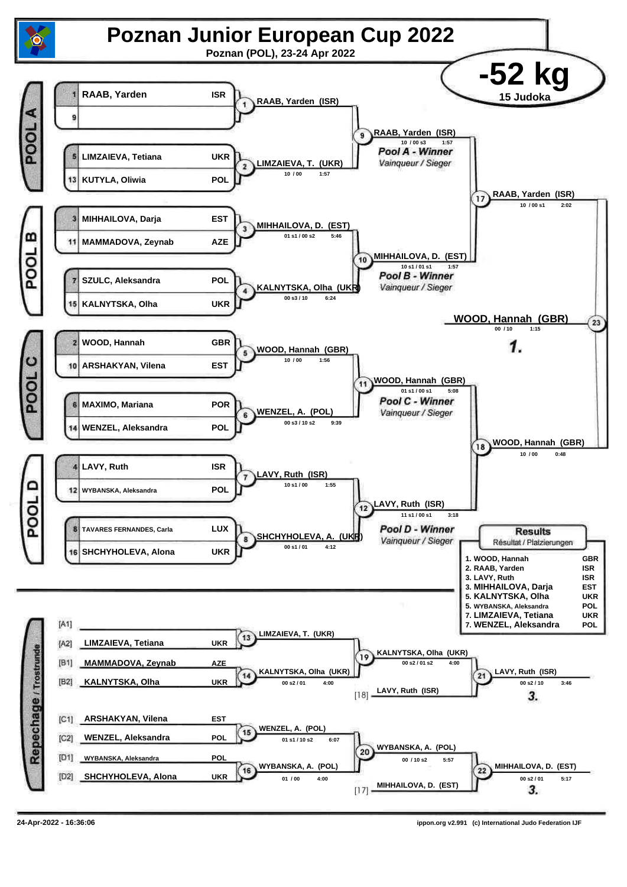# Poznan Junior European Cup 2022

Poznan (POL), 23-24 Apr 2022

## -52 kg

15 Judoka

### POOL A

| Seed | Name | Country |
|---|---|---|
| 1 | RAAB, Yarden | ISR |
| 9 | | |
| 5 | LIMZAIEVA, Tetiana | UKR |
| 13 | KUTYLA, Oliwia | POL |

- Contest 1: RAAB, Yarden (ISR)
- Contest 2: LIMZAIEVA, T. (UKR) — 10 / 00 — 1:57
- Contest 9: RAAB, Yarden (ISR) — 10 / 00 s3 — 1:57

*Pool A - Winner* — *Vainqueur / Sieger*

### POOL B

| Seed | Name | Country |
|---|---|---|
| 3 | MIHHAILOVA, Darja | EST |
| 11 | MAMMADOVA, Zeynab | AZE |
| 7 | SZULC, Aleksandra | POL |
| 15 | KALNYTSKA, Olha | UKR |

- Contest 3: MIHHAILOVA, D. (EST) — 01 s1 / 00 s2 — 5:46
- Contest 4: KALNYTSKA, Olha (UKR) — 00 s3 / 10 — 6:24
- Contest 10: MIHHAILOVA, D. (EST) — 10 s1 / 01 s1 — 1:57

*Pool B - Winner* — *Vainqueur / Sieger*

- Contest 17: RAAB, Yarden (ISR) — 10 / 00 s1 — 2:02

### POOL C

| Seed | Name | Country |
|---|---|---|
| 2 | WOOD, Hannah | GBR |
| 10 | ARSHAKYAN, Vilena | EST |
| 6 | MAXIMO, Mariana | POR |
| 14 | WENZEL, Aleksandra | POL |

- Contest 5: WOOD, Hannah (GBR) — 10 / 00 — 1:56
- Contest 6: WENZEL, A. (POL) — 00 s3 / 10 s2 — 9:39
- Contest 11: WOOD, Hannah (GBR) — 01 s1 / 00 s1 — 5:08

*Pool C - Winner* — *Vainqueur / Sieger*

### POOL D

| Seed | Name | Country |
|---|---|---|
| 4 | LAVY, Ruth | ISR |
| 12 | WYBANSKA, Aleksandra | POL |
| 8 | TAVARES FERNANDES, Carla | LUX |
| 16 | SHCHYHOLEVA, Alona | UKR |

- Contest 7: LAVY, Ruth (ISR) — 10 s1 / 00 — 1:55
- Contest 8: SHCHYHOLEVA, A. (UKR) — 00 s1 / 01 — 4:12
- Contest 12: LAVY, Ruth (ISR) — 11 s1 / 00 s1 — 3:18

*Pool D - Winner* — *Vainqueur / Sieger*

- Contest 18: WOOD, Hannah (GBR) — 10 / 00 — 0:48

### Final

- Contest 23: WOOD, Hannah (GBR) — 00 / 10 — 1:15 — **1.**

### Repechage / Trostrunde

| Slot | Name | Country |
|---|---|---|
| [A1] | | |
| [A2] | LIMZAIEVA, Tetiana | UKR |
| [B1] | MAMMADOVA, Zeynab | AZE |
| [B2] | KALNYTSKA, Olha | UKR |
| [C1] | ARSHAKYAN, Vilena | EST |
| [C2] | WENZEL, Aleksandra | POL |
| [D1] | WYBANSKA, Aleksandra | POL |
| [D2] | SHCHYHOLEVA, Alona | UKR |

- Contest 13: LIMZAIEVA, T. (UKR)
- Contest 14: KALNYTSKA, Olha (UKR) — 00 s2 / 01 — 4:00
- Contest 19: KALNYTSKA, Olha (UKR) — 00 s2 / 01 s2 — 4:00
- [18] LAVY, Ruth (ISR)
- Contest 21: LAVY, Ruth (ISR) — 00 s2 / 10 — 3:46 — **3.**
- Contest 15: WENZEL, A. (POL) — 01 s1 / 10 s2 — 6:07
- Contest 16: WYBANSKA, A. (POL) — 01 / 00 — 4:00
- Contest 20: WYBANSKA, A. (POL) — 00 / 10 s2 — 5:57
- [17] MIHHAILOVA, D. (EST)
- Contest 22: MIHHAILOVA, D. (EST) — 00 s2 / 01 — 5:17 — **3.**

### Results

Résultat / Platzierungen

| Place | Name | Country |
|---|---|---|
| 1. | WOOD, Hannah | GBR |
| 2. | RAAB, Yarden | ISR |
| 3. | LAVY, Ruth | ISR |
| 3. | MIHHAILOVA, Darja | EST |
| 5. | KALNYTSKA, Olha | UKR |
| 5. | WYBANSKA, Aleksandra | POL |
| 7. | LIMZAIEVA, Tetiana | UKR |
| 7. | WENZEL, Aleksandra | POL |

24-Apr-2022 - 16:36:06

ippon.org v2.991 (c) International Judo Federation IJF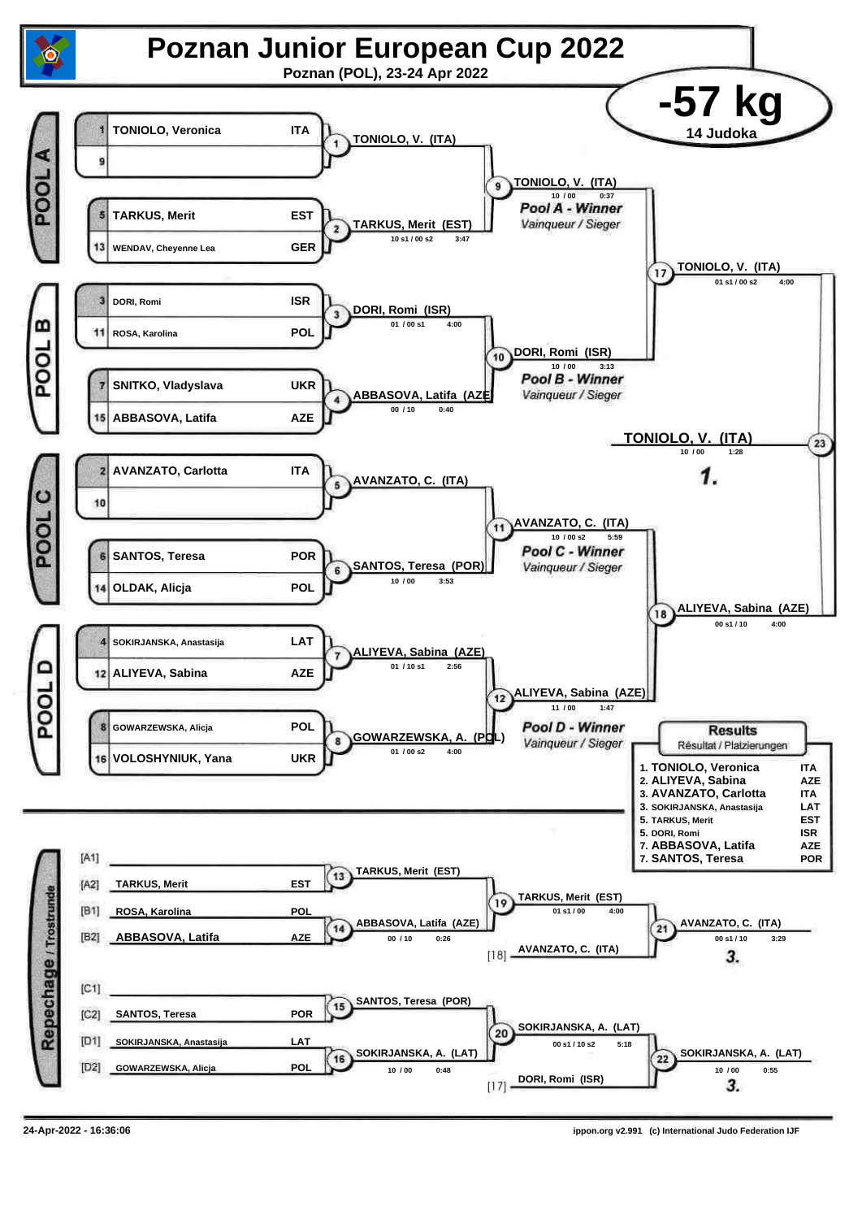# Poznan Junior European Cup 2022

Poznan (POL), 23-24 Apr 2022

## -57 kg

14 Judoka

### POOL A

| Seed | Name | Country |
|---|---|---|
| 1 | TONIOLO, Veronica | ITA |
| 9 | | |
| 5 | TARKUS, Merit | EST |
| 13 | WENDAV, Cheyenne Lea | GER |

- Contest 1: TONIOLO, V. (ITA)
- Contest 2: TARKUS, Merit (EST) — 10 s1 / 00 s2 — 3:47
- Contest 9: TONIOLO, V. (ITA) — 10 / 00 — 0:37 — **Pool A - Winner** *Vainqueur / Sieger*

### POOL B

| Seed | Name | Country |
|---|---|---|
| 3 | DORI, Romi | ISR |
| 11 | ROSA, Karolina | POL |
| 7 | SNITKO, Vladyslava | UKR |
| 15 | ABBASOVA, Latifa | AZE |

- Contest 3: DORI, Romi (ISR) — 01 / 00 s1 — 4:00
- Contest 4: ABBASOVA, Latifa (AZE) — 00 / 10 — 0:40
- Contest 10: DORI, Romi (ISR) — 10 / 00 — 3:13 — **Pool B - Winner** *Vainqueur / Sieger*

### POOL C

| Seed | Name | Country |
|---|---|---|
| 2 | AVANZATO, Carlotta | ITA |
| 10 | | |
| 6 | SANTOS, Teresa | POR |
| 14 | OLDAK, Alicja | POL |

- Contest 5: AVANZATO, C. (ITA)
- Contest 6: SANTOS, Teresa (POR) — 10 / 00 — 3:53
- Contest 11: AVANZATO, C. (ITA) — 10 / 00 s2 — 5:59 — **Pool C - Winner** *Vainqueur / Sieger*

### POOL D

| Seed | Name | Country |
|---|---|---|
| 4 | SOKIRJANSKA, Anastasija | LAT |
| 12 | ALIYEVA, Sabina | AZE |
| 8 | GOWARZEWSKA, Alicja | POL |
| 16 | VOLOSHYNIUK, Yana | UKR |

- Contest 7: ALIYEVA, Sabina (AZE) — 01 / 10 s1 — 2:56
- Contest 8: GOWARZEWSKA, A. (POL) — 01 / 00 s2 — 4:00
- Contest 12: ALIYEVA, Sabina (AZE) — 11 / 00 — 1:47 — **Pool D - Winner** *Vainqueur / Sieger*

### Semi-finals and Final

- Contest 17: TONIOLO, V. (ITA) — 01 s1 / 00 s2 — 4:00
- Contest 18: ALIYEVA, Sabina (AZE) — 00 s1 / 10 — 4:00
- Contest 23: **TONIOLO, V. (ITA)** — 10 / 00 — 1:28 — **1.**

### Repechage / Trostrunde

| Slot | Name | Country |
|---|---|---|
| [A1] | | |
| [A2] | TARKUS, Merit | EST |
| [B1] | ROSA, Karolina | POL |
| [B2] | ABBASOVA, Latifa | AZE |
| [C1] | | |
| [C2] | SANTOS, Teresa | POR |
| [D1] | SOKIRJANSKA, Anastasija | LAT |
| [D2] | GOWARZEWSKA, Alicja | POL |

- Contest 13: TARKUS, Merit (EST)
- Contest 14: ABBASOVA, Latifa (AZE) — 00 / 10 — 0:26
- Contest 19: TARKUS, Merit (EST) — 01 s1 / 00 — 4:00
- [18] AVANZATO, C. (ITA)
- Contest 21: AVANZATO, C. (ITA) — 00 s1 / 10 — 3:29 — **3.**
- Contest 15: SANTOS, Teresa (POR)
- Contest 16: SOKIRJANSKA, A. (LAT) — 10 / 00 — 0:48
- Contest 20: SOKIRJANSKA, A. (LAT) — 00 s1 / 10 s2 — 5:18
- [17] DORI, Romi (ISR)
- Contest 22: SOKIRJANSKA, A. (LAT) — 10 / 00 — 0:55 — **3.**

### Results

Résultat / Platzierungen

| Place | Name | Country |
|---|---|---|
| 1. | TONIOLO, Veronica | ITA |
| 2. | ALIYEVA, Sabina | AZE |
| 3. | AVANZATO, Carlotta | ITA |
| 3. | SOKIRJANSKA, Anastasija | LAT |
| 5. | TARKUS, Merit | EST |
| 5. | DORI, Romi | ISR |
| 7. | ABBASOVA, Latifa | AZE |
| 7. | SANTOS, Teresa | POR |

24-Apr-2022 - 16:36:06 — ippon.org v2.991 (c) International Judo Federation IJF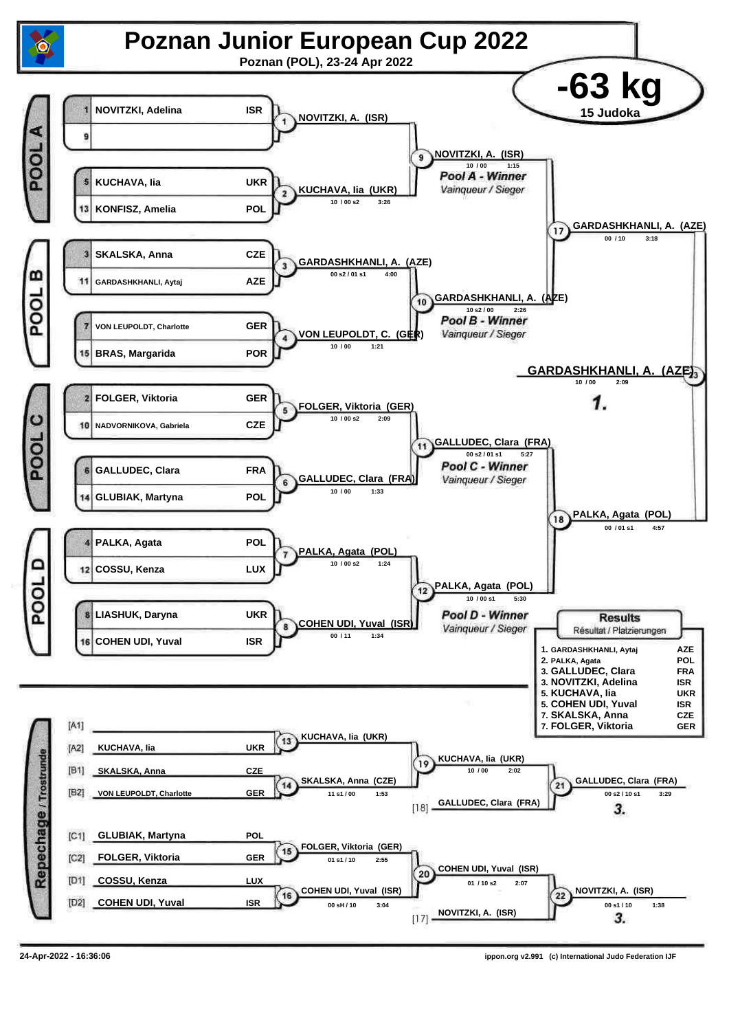# Poznan Junior European Cup 2022

**Poznan (POL), 23-24 Apr 2022**

## -63 kg

15 Judoka

### POOL A

| Seed | Name | Country |
|---|---|---|
| 1 | NOVITZKI, Adelina | ISR |
| 9 | | |
| 5 | KUCHAVA, lia | UKR |
| 13 | KONFISZ, Amelia | POL |

- Contest 1: NOVITZKI, A. (ISR)
- Contest 2: KUCHAVA, lia (UKR) — 10 / 00 s2 — 3:26
- Contest 9: NOVITZKI, A. (ISR) — 10 / 00 — 1:15

*Pool A - Winner* / *Vainqueur / Sieger*

### POOL B

| Seed | Name | Country |
|---|---|---|
| 3 | SKALSKA, Anna | CZE |
| 11 | GARDASHKHANLI, Aytaj | AZE |
| 7 | VON LEUPOLDT, Charlotte | GER |
| 15 | BRAS, Margarida | POR |

- Contest 3: GARDASHKHANLI, A. (AZE) — 00 s2 / 01 s1 — 4:00
- Contest 4: VON LEUPOLDT, C. (GER) — 10 / 00 — 1:21
- Contest 10: GARDASHKHANLI, A. (AZE) — 10 s2 / 00 — 2:26

*Pool B - Winner* / *Vainqueur / Sieger*

- Contest 17: GARDASHKHANLI, A. (AZE) — 00 / 10 — 3:18

### POOL C

| Seed | Name | Country |
|---|---|---|
| 2 | FOLGER, Viktoria | GER |
| 10 | NADVORNIKOVA, Gabriela | CZE |
| 6 | GALLUDEC, Clara | FRA |
| 14 | GLUBIAK, Martyna | POL |

- Contest 5: FOLGER, Viktoria (GER) — 10 / 00 s2 — 2:09
- Contest 6: GALLUDEC, Clara (FRA) — 10 / 00 — 1:33
- Contest 11: GALLUDEC, Clara (FRA) — 00 s2 / 01 s1 — 5:27

*Pool C - Winner* / *Vainqueur / Sieger*

### POOL D

| Seed | Name | Country |
|---|---|---|
| 4 | PALKA, Agata | POL |
| 12 | COSSU, Kenza | LUX |
| 8 | LIASHUK, Daryna | UKR |
| 16 | COHEN UDI, Yuval | ISR |

- Contest 7: PALKA, Agata (POL) — 10 / 00 s2 — 1:24
- Contest 8: COHEN UDI, Yuval (ISR) — 00 / 11 — 1:34
- Contest 12: PALKA, Agata (POL) — 10 / 00 s1 — 5:30

*Pool D - Winner* / *Vainqueur / Sieger*

- Contest 18: PALKA, Agata (POL) — 00 / 01 s1 — 4:57

### Final

- Contest 23: GARDASHKHANLI, A. (AZE) — 10 / 00 — 2:09 — **1.**

### Repechage / Trostrunde

| Position | Name | Country |
|---|---|---|
| [A1] | | |
| [A2] | KUCHAVA, lia | UKR |
| [B1] | SKALSKA, Anna | CZE |
| [B2] | VON LEUPOLDT, Charlotte | GER |
| [C1] | GLUBIAK, Martyna | POL |
| [C2] | FOLGER, Viktoria | GER |
| [D1] | COSSU, Kenza | LUX |
| [D2] | COHEN UDI, Yuval | ISR |

- Contest 13: KUCHAVA, lia (UKR)
- Contest 14: SKALSKA, Anna (CZE) — 11 s1 / 00 — 1:53
- Contest 19: KUCHAVA, lia (UKR) — 10 / 00 — 2:02
- [18] GALLUDEC, Clara (FRA)
- Contest 21: GALLUDEC, Clara (FRA) — 00 s2 / 10 s1 — 3:29 — **3.**
- Contest 15: FOLGER, Viktoria (GER) — 01 s1 / 10 — 2:55
- Contest 16: COHEN UDI, Yuval (ISR) — 00 sH / 10 — 3:04
- Contest 20: COHEN UDI, Yuval (ISR) — 01 / 10 s2 — 2:07
- [17] NOVITZKI, A. (ISR)
- Contest 22: NOVITZKI, A. (ISR) — 00 s1 / 10 — 1:38 — **3.**

### Results

Résultat / Platzierungen

| Place | Name | Country |
|---|---|---|
| 1. | GARDASHKHANLI, Aytaj | AZE |
| 2. | PALKA, Agata | POL |
| 3. | GALLUDEC, Clara | FRA |
| 3. | NOVITZKI, Adelina | ISR |
| 5. | KUCHAVA, lia | UKR |
| 5. | COHEN UDI, Yuval | ISR |
| 7. | SKALSKA, Anna | CZE |
| 7. | FOLGER, Viktoria | GER |

24-Apr-2022 - 16:36:06

ippon.org v2.991 (c) International Judo Federation IJF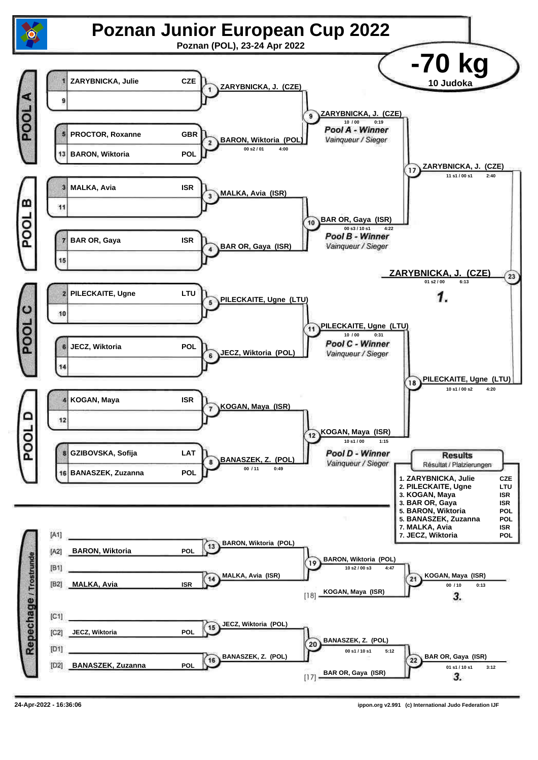# Poznan Junior European Cup 2022

Poznan (POL), 23-24 Apr 2022

## -70 kg

10 Judoka

### POOL A

| Seed | Name | Nation |
|---|---|---|
| 1 | ZARYBNICKA, Julie | CZE |
| 9 | | |
| 5 | PROCTOR, Roxanne | GBR |
| 13 | BARON, Wiktoria | POL |

- 1: ZARYBNICKA, J. (CZE)
- 2: BARON, Wiktoria (POL) — 00 s2 / 01 — 4:00
- 9: ZARYBNICKA, J. (CZE) — 10 / 00 — 0:19 — *Pool A - Winner* / *Vainqueur / Sieger*

### POOL B

| Seed | Name | Nation |
|---|---|---|
| 3 | MALKA, Avia | ISR |
| 11 | | |
| 7 | BAR OR, Gaya | ISR |
| 15 | | |

- 3: MALKA, Avia (ISR)
- 4: BAR OR, Gaya (ISR)
- 10: BAR OR, Gaya (ISR) — 00 s3 / 10 s1 — 4:22 — *Pool B - Winner* / *Vainqueur / Sieger*

### POOL C

| Seed | Name | Nation |
|---|---|---|
| 2 | PILECKAITE, Ugne | LTU |
| 10 | | |
| 6 | JECZ, Wiktoria | POL |
| 14 | | |

- 5: PILECKAITE, Ugne (LTU)
- 6: JECZ, Wiktoria (POL)
- 11: PILECKAITE, Ugne (LTU) — 10 / 00 — 0:31 — *Pool C - Winner* / *Vainqueur / Sieger*

### POOL D

| Seed | Name | Nation |
|---|---|---|
| 4 | KOGAN, Maya | ISR |
| 12 | | |
| 8 | GZIBOVSKA, Sofija | LAT |
| 16 | BANASZEK, Zuzanna | POL |

- 7: KOGAN, Maya (ISR)
- 8: BANASZEK, Z. (POL) — 00 / 11 — 0:49
- 12: KOGAN, Maya (ISR) — 10 s1 / 00 — 1:15 — *Pool D - Winner* / *Vainqueur / Sieger*

### Semi-finals and Final

- 17: ZARYBNICKA, J. (CZE) — 11 s1 / 00 s1 — 2:40
- 18: PILECKAITE, Ugne (LTU) — 10 s1 / 00 s2 — 4:20
- 23: ZARYBNICKA, J. (CZE) — 01 s2 / 00 — 6:13 — **1.**

### Repechage / Trostrunde

- [A1]
- [A2] BARON, Wiktoria — POL
- [B1]
- [B2] MALKA, Avia — ISR
- [C1]
- [C2] JECZ, Wiktoria — POL
- [D1]
- [D2] BANASZEK, Zuzanna — POL

- 13: BARON, Wiktoria (POL)
- 14: MALKA, Avia (ISR)
- 19: BARON, Wiktoria (POL) — 10 s2 / 00 s3 — 4:47
- [18] KOGAN, Maya (ISR)
- 21: KOGAN, Maya (ISR) — 00 / 10 — 0:13 — **3.**
- 15: JECZ, Wiktoria (POL)
- 16: BANASZEK, Z. (POL)
- 20: BANASZEK, Z. (POL) — 00 s1 / 10 s1 — 5:12
- [17] BAR OR, Gaya (ISR)
- 22: BAR OR, Gaya (ISR) — 01 s1 / 10 s1 — 3:12 — **3.**

### Results

Résultat / Platzierungen

| Place | Name | Nation |
|---|---|---|
| 1. | ZARYBNICKA, Julie | CZE |
| 2. | PILECKAITE, Ugne | LTU |
| 3. | KOGAN, Maya | ISR |
| 3. | BAR OR, Gaya | ISR |
| 5. | BARON, Wiktoria | POL |
| 5. | BANASZEK, Zuzanna | POL |
| 7. | MALKA, Avia | ISR |
| 7. | JECZ, Wiktoria | POL |

24-Apr-2022 - 16:36:06

ippon.org v2.991 (c) International Judo Federation IJF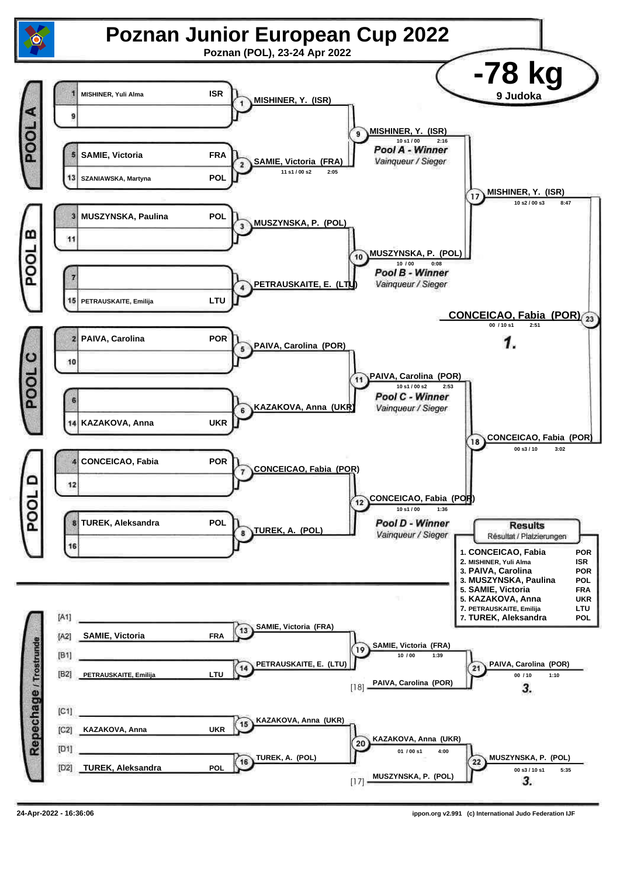# Poznan Junior European Cup 2022

Poznan (POL), 23-24 Apr 2022

## -78 kg

9 Judoka

### POOL A

| Seed | Name | Country |
|---|---|---|
| 1 | MISHINER, Yuli Alma | ISR |
| 9 | | |
| 5 | SAMIE, Victoria | FRA |
| 13 | SZANIAWSKA, Martyna | POL |

- Contest 1: MISHINER, Y. (ISR)
- Contest 2: SAMIE, Victoria (FRA) — 11 s1 / 00 s2 — 2:05
- Contest 9: MISHINER, Y. (ISR) — 10 s1 / 00 — 2:16

*Pool A - Winner*
*Vainqueur / Sieger*

### POOL B

| Seed | Name | Country |
|---|---|---|
| 3 | MUSZYNSKA, Paulina | POL |
| 11 | | |
| 7 | | |
| 15 | PETRAUSKAITE, Emilija | LTU |

- Contest 3: MUSZYNSKA, P. (POL)
- Contest 4: PETRAUSKAITE, E. (LTU)
- Contest 10: MUSZYNSKA, P. (POL) — 10 / 00 — 0:08

*Pool B - Winner*
*Vainqueur / Sieger*

- Contest 17: MISHINER, Y. (ISR) — 10 s2 / 00 s3 — 8:47

### POOL C

| Seed | Name | Country |
|---|---|---|
| 2 | PAIVA, Carolina | POR |
| 10 | | |
| 6 | | |
| 14 | KAZAKOVA, Anna | UKR |

- Contest 5: PAIVA, Carolina (POR)
- Contest 6: KAZAKOVA, Anna (UKR)
- Contest 11: PAIVA, Carolina (POR) — 10 s1 / 00 s2 — 2:53

*Pool C - Winner*
*Vainqueur / Sieger*

### POOL D

| Seed | Name | Country |
|---|---|---|
| 4 | CONCEICAO, Fabia | POR |
| 12 | | |
| 8 | TUREK, Aleksandra | POL |
| 16 | | |

- Contest 7: CONCEICAO, Fabia (POR)
- Contest 8: TUREK, A. (POL)
- Contest 12: CONCEICAO, Fabia (POR) — 10 s1 / 00 — 1:36

*Pool D - Winner*
*Vainqueur / Sieger*

- Contest 18: CONCEICAO, Fabia (POR) — 00 s3 / 10 — 3:02

### Final

- Contest 23: CONCEICAO, Fabia (POR) — 00 / 10 s1 — 2:51 — **1.**

### Repechage / Trostrunde

| Pos | Name | Country |
|---|---|---|
| [A1] | | |
| [A2] | SAMIE, Victoria | FRA |
| [B1] | | |
| [B2] | PETRAUSKAITE, Emilija | LTU |
| [C1] | | |
| [C2] | KAZAKOVA, Anna | UKR |
| [D1] | | |
| [D2] | TUREK, Aleksandra | POL |

- Contest 13: SAMIE, Victoria (FRA)
- Contest 14: PETRAUSKAITE, E. (LTU)
- Contest 19: SAMIE, Victoria (FRA) — 10 / 00 — 1:39
- [18] PAIVA, Carolina (POR)
- Contest 21: PAIVA, Carolina (POR) — 00 / 10 — 1:10 — **3.**
- Contest 15: KAZAKOVA, Anna (UKR)
- Contest 16: TUREK, A. (POL)
- Contest 20: KAZAKOVA, Anna (UKR) — 01 / 00 s1 — 4:00
- [17] MUSZYNSKA, P. (POL)
- Contest 22: MUSZYNSKA, P. (POL) — 00 s3 / 10 s1 — 5:35 — **3.**

### Results

Résultat / Platzierungen

| Place | Name | Country |
|---|---|---|
| 1. | CONCEICAO, Fabia | POR |
| 2. | MISHINER, Yuli Alma | ISR |
| 3. | PAIVA, Carolina | POR |
| 3. | MUSZYNSKA, Paulina | POL |
| 5. | SAMIE, Victoria | FRA |
| 5. | KAZAKOVA, Anna | UKR |
| 7. | PETRAUSKAITE, Emilija | LTU |
| 7. | TUREK, Aleksandra | POL |

24-Apr-2022 - 16:36:06 — ippon.org v2.991 (c) International Judo Federation IJF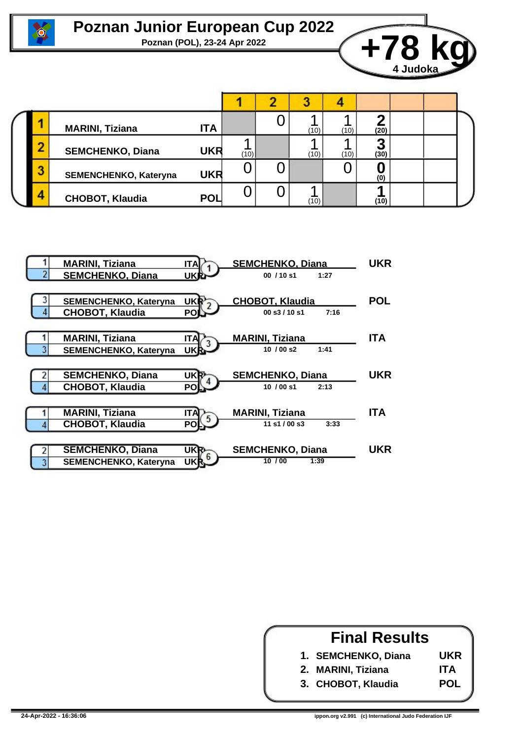# Poznan Junior European Cup 2022

**Poznan (POL), 23-24 Apr 2022**

**+78 kg**
**4 Judoka**

| | | | 1 | 2 | 3 | 4 | | | |
|---|---|---|---|---|---|---|---|---|---|
| 1 | MARINI, Tiziana | ITA | | 0 | 1 (10) | 1 (10) | 2 (20) | | |
| 2 | SEMCHENKO, Diana | UKR | 1 (10) | | 1 (10) | 1 (10) | 3 (30) | | |
| 3 | SEMENCHENKO, Kateryna | UKR | 0 | 0 | | 0 | 0 (0) | | |
| 4 | CHOBOT, Klaudia | POL | 0 | 0 | 1 (10) | | 1 (10) | | |

| Contest | Judoka 1 | Judoka 2 | Winner | Score | Time | Country |
|---|---|---|---|---|---|---|
| 1 | 1 MARINI, Tiziana ITA | 2 SEMCHENKO, Diana UKR | SEMCHENKO, Diana | 00 / 10 s1 | 1:27 | UKR |
| 2 | 3 SEMENCHENKO, Kateryna UKR | 4 CHOBOT, Klaudia POL | CHOBOT, Klaudia | 00 s3 / 10 s1 | 7:16 | POL |
| 3 | 1 MARINI, Tiziana ITA | 3 SEMENCHENKO, Kateryna UKR | MARINI, Tiziana | 10 / 00 s2 | 1:41 | ITA |
| 4 | 2 SEMCHENKO, Diana UKR | 4 CHOBOT, Klaudia POL | SEMCHENKO, Diana | 10 / 00 s1 | 2:13 | UKR |
| 5 | 1 MARINI, Tiziana ITA | 4 CHOBOT, Klaudia POL | MARINI, Tiziana | 11 s1 / 00 s3 | 3:33 | ITA |
| 6 | 2 SEMCHENKO, Diana UKR | 3 SEMENCHENKO, Kateryna UKR | SEMCHENKO, Diana | 10 / 00 | 1:39 | UKR |

## Final Results

1. SEMCHENKO, Diana UKR
2. MARINI, Tiziana ITA
3. CHOBOT, Klaudia POL

24-Apr-2022 - 16:36:06

ippon.org v2.991 (c) International Judo Federation IJF